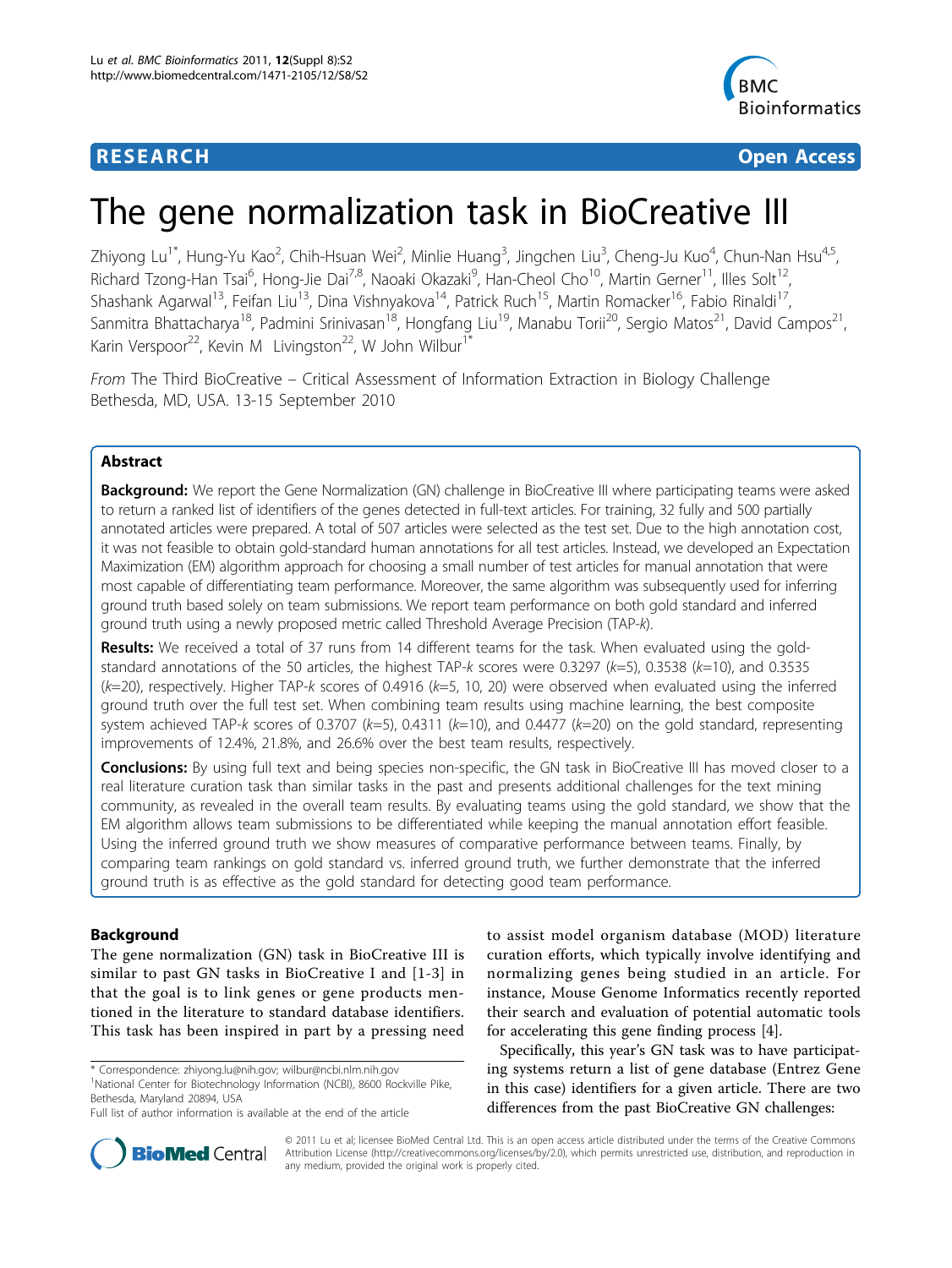**RESEARCH** **Open Access**

# The gene normalization task in BioCreative III

Zhiyong Lu[1*], Hung-Yu Kao[2], Chih-Hsuan Wei[2], Minlie Huang[3], Jingchen Liu[3], Cheng-Ju Kuo[4], Chun-Nan Hsu[4,5], Richard Tzong-Han Tsai[6], Hong-Jie Dai[7,8], Naoaki Okazaki[9], Han-Cheol Cho[10], Martin Gerner[11], Illes Solt[12], Shashank Agarwal[13], Feifan Liu[13], Dina Vishnyakova[14], Patrick Ruch[15], Martin Romacker[16], Fabio Rinaldi[17], Sanmitra Bhattacharya[18], Padmini Srinivasan[18], Hongfang Liu[19], Manabu Torii[20], Sergio Matos[21], David Campos[21], Karin Verspoor[22], Kevin M Livingston[22], W John Wilbur[1*]

*From* The Third BioCreative – Critical Assessment of Information Extraction in Biology Challenge Bethesda, MD, USA. 13-15 September 2010

## Abstract

**Background:** We report the Gene Normalization (GN) challenge in BioCreative III where participating teams were asked to return a ranked list of identifiers of the genes detected in full-text articles. For training, 32 fully and 500 partially annotated articles were prepared. A total of 507 articles were selected as the test set. Due to the high annotation cost, it was not feasible to obtain gold-standard human annotations for all test articles. Instead, we developed an Expectation Maximization (EM) algorithm approach for choosing a small number of test articles for manual annotation that were most capable of differentiating team performance. Moreover, the same algorithm was subsequently used for inferring ground truth based solely on team submissions. We report team performance on both gold standard and inferred ground truth using a newly proposed metric called Threshold Average Precision (TAP-*k*).

**Results:** We received a total of 37 runs from 14 different teams for the task. When evaluated using the gold-standard annotations of the 50 articles, the highest TAP-*k* scores were 0.3297 (*k*=5), 0.3538 (*k*=10), and 0.3535 (*k*=20), respectively. Higher TAP-*k* scores of 0.4916 (*k*=5, 10, 20) were observed when evaluated using the inferred ground truth over the full test set. When combining team results using machine learning, the best composite system achieved TAP-*k* scores of 0.3707 (*k*=5), 0.4311 (*k*=10), and 0.4477 (*k*=20) on the gold standard, representing improvements of 12.4%, 21.8%, and 26.6% over the best team results, respectively.

**Conclusions:** By using full text and being species non-specific, the GN task in BioCreative III has moved closer to a real literature curation task than similar tasks in the past and presents additional challenges for the text mining community, as revealed in the overall team results. By evaluating teams using the gold standard, we show that the EM algorithm allows team submissions to be differentiated while keeping the manual annotation effort feasible. Using the inferred ground truth we show measures of comparative performance between teams. Finally, by comparing team rankings on gold standard vs. inferred ground truth, we further demonstrate that the inferred ground truth is as effective as the gold standard for detecting good team performance.

## Background

The gene normalization (GN) task in BioCreative III is similar to past GN tasks in BioCreative I and [1-3] in that the goal is to link genes or gene products mentioned in the literature to standard database identifiers. This task has been inspired in part by a pressing need to assist model organism database (MOD) literature curation efforts, which typically involve identifying and normalizing genes being studied in an article. For instance, Mouse Genome Informatics recently reported their search and evaluation of potential automatic tools for accelerating this gene finding process [4].

Specifically, this year's GN task was to have participating systems return a list of gene database (Entrez Gene in this case) identifiers for a given article. There are two differences from the past BioCreative GN challenges:

\* Correspondence: zhiyong.lu@nih.gov; wilbur@ncbi.nlm.nih.gov
[1]National Center for Biotechnology Information (NCBI), 8600 Rockville Pike, Bethesda, Maryland 20894, USA
Full list of author information is available at the end of the article

© 2011 Lu et al; licensee BioMed Central Ltd. This is an open access article distributed under the terms of the Creative Commons Attribution License (http://creativecommons.org/licenses/by/2.0), which permits unrestricted use, distribution, and reproduction in any medium, provided the original work is properly cited.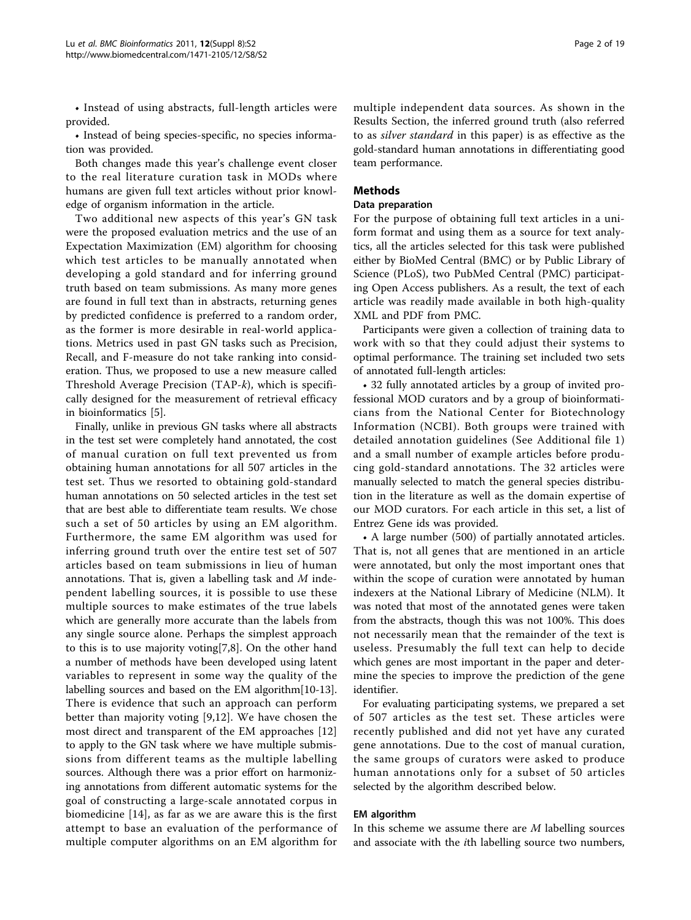- Instead of using abstracts, full-length articles were provided.
- Instead of being species-specific, no species information was provided.

Both changes made this year's challenge event closer to the real literature curation task in MODs where humans are given full text articles without prior knowledge of organism information in the article.

Two additional new aspects of this year's GN task were the proposed evaluation metrics and the use of an Expectation Maximization (EM) algorithm for choosing which test articles to be manually annotated when developing a gold standard and for inferring ground truth based on team submissions. As many more genes are found in full text than in abstracts, returning genes by predicted confidence is preferred to a random order, as the former is more desirable in real-world applications. Metrics used in past GN tasks such as Precision, Recall, and F-measure do not take ranking into consideration. Thus, we proposed to use a new measure called Threshold Average Precision (TAP-*k*), which is specifically designed for the measurement of retrieval efficacy in bioinformatics [5].

Finally, unlike in previous GN tasks where all abstracts in the test set were completely hand annotated, the cost of manual curation on full text prevented us from obtaining human annotations for all 507 articles in the test set. Thus we resorted to obtaining gold-standard human annotations on 50 selected articles in the test set that are best able to differentiate team results. We chose such a set of 50 articles by using an EM algorithm. Furthermore, the same EM algorithm was used for inferring ground truth over the entire test set of 507 articles based on team submissions in lieu of human annotations. That is, given a labelling task and $M$ independent labelling sources, it is possible to use these multiple sources to make estimates of the true labels which are generally more accurate than the labels from any single source alone. Perhaps the simplest approach to this is to use majority voting[7,8]. On the other hand a number of methods have been developed using latent variables to represent in some way the quality of the labelling sources and based on the EM algorithm[10-13]. There is evidence that such an approach can perform better than majority voting [9,12]. We have chosen the most direct and transparent of the EM approaches [12] to apply to the GN task where we have multiple submissions from different teams as the multiple labelling sources. Although there was a prior effort on harmonizing annotations from different automatic systems for the goal of constructing a large-scale annotated corpus in biomedicine [14], as far as we are aware this is the first attempt to base an evaluation of the performance of multiple computer algorithms on an EM algorithm for multiple independent data sources. As shown in the Results Section, the inferred ground truth (also referred to as *silver standard* in this paper) is as effective as the gold-standard human annotations in differentiating good team performance.

## Methods

### Data preparation

For the purpose of obtaining full text articles in a uniform format and using them as a source for text analytics, all the articles selected for this task were published either by BioMed Central (BMC) or by Public Library of Science (PLoS), two PubMed Central (PMC) participating Open Access publishers. As a result, the text of each article was readily made available in both high-quality XML and PDF from PMC.

Participants were given a collection of training data to work with so that they could adjust their systems to optimal performance. The training set included two sets of annotated full-length articles:

- 32 fully annotated articles by a group of invited professional MOD curators and by a group of bioinformaticians from the National Center for Biotechnology Information (NCBI). Both groups were trained with detailed annotation guidelines (See Additional file 1) and a small number of example articles before producing gold-standard annotations. The 32 articles were manually selected to match the general species distribution in the literature as well as the domain expertise of our MOD curators. For each article in this set, a list of Entrez Gene ids was provided.
- A large number (500) of partially annotated articles. That is, not all genes that are mentioned in an article were annotated, but only the most important ones that within the scope of curation were annotated by human indexers at the National Library of Medicine (NLM). It was noted that most of the annotated genes were taken from the abstracts, though this was not 100%. This does not necessarily mean that the remainder of the text is useless. Presumably the full text can help to decide which genes are most important in the paper and determine the species to improve the prediction of the gene identifier.

For evaluating participating systems, we prepared a set of 507 articles as the test set. These articles were recently published and did not yet have any curated gene annotations. Due to the cost of manual curation, the same groups of curators were asked to produce human annotations only for a subset of 50 articles selected by the algorithm described below.

### EM algorithm

In this scheme we assume there are $M$ labelling sources and associate with the $i$th labelling source two numbers,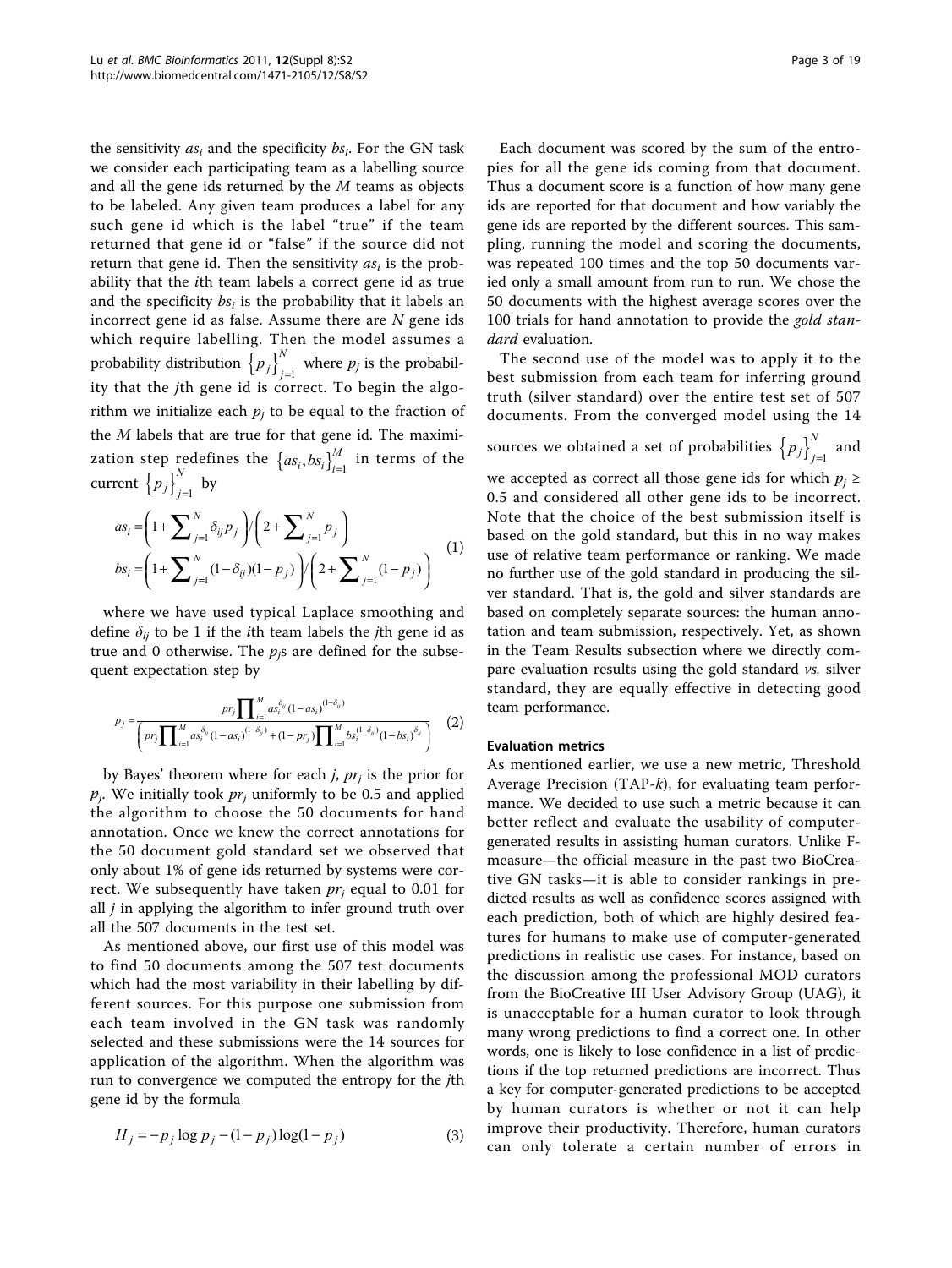the sensitivity $as_i$ and the specificity $bs_i$. For the GN task we consider each participating team as a labelling source and all the gene ids returned by the $M$ teams as objects to be labeled. Any given team produces a label for any such gene id which is the label "true" if the team returned that gene id or "false" if the source did not return that gene id. Then the sensitivity $as_i$ is the probability that the $i$th team labels a correct gene id as true and the specificity $bs_i$ is the probability that it labels an incorrect gene id as false. Assume there are $N$ gene ids which require labelling. Then the model assumes a probability distribution $\{p_j\}_{j=1}^{N}$ where $p_j$ is the probability that the $j$th gene id is correct. To begin the algorithm we initialize each $p_j$ to be equal to the fraction of the $M$ labels that are true for that gene id. The maximization step redefines the $\{as_i, bs_i\}_{i=1}^{M}$ in terms of the current $\{p_j\}_{j=1}^{N}$ by

$$
\begin{aligned}
as_i &= \left(1+\sum_{j=1}^{N}\delta_{ij}p_j\right) \Big/ \left(2+\sum_{j=1}^{N}p_j\right) \\
bs_i &= \left(1+\sum_{j=1}^{N}(1-\delta_{ij})(1-p_j)\right) \Big/ \left(2+\sum_{j=1}^{N}(1-p_j)\right)
\end{aligned}
\quad (1)
$$

where we have used typical Laplace smoothing and define $\delta_{ij}$ to be 1 if the $i$th team labels the $j$th gene id as true and 0 otherwise. The $p_j$s are defined for the subsequent expectation step by

$$
p_j = \frac{pr_j \prod_{i=1}^{M} as_i^{\delta_{ij}}(1-as_i)^{(1-\delta_{ij})}}{\left(pr_j \prod_{i=1}^{M} as_i^{\delta_{ij}}(1-as_i)^{(1-\delta_{ij})} + (1-pr_j)\prod_{i=1}^{M} bs_i^{(1-\delta_{ij})}(1-bs_i)^{\delta_{ij}}\right)} \quad (2)
$$

by Bayes' theorem where for each $j$, $pr_j$ is the prior for $p_j$. We initially took $pr_j$ uniformly to be 0.5 and applied the algorithm to choose the 50 documents for hand annotation. Once we knew the correct annotations for the 50 document gold standard set we observed that only about 1% of gene ids returned by systems were correct. We subsequently have taken $pr_j$ equal to 0.01 for all $j$ in applying the algorithm to infer ground truth over all the 507 documents in the test set.

As mentioned above, our first use of this model was to find 50 documents among the 507 test documents which had the most variability in their labelling by different sources. For this purpose one submission from each team involved in the GN task was randomly selected and these submissions were the 14 sources for application of the algorithm. When the algorithm was run to convergence we computed the entropy for the $j$th gene id by the formula

$$
H_j = -p_j \log p_j - (1-p_j)\log(1-p_j) \quad (3)
$$

Each document was scored by the sum of the entropies for all the gene ids coming from that document. Thus a document score is a function of how many gene ids are reported for that document and how variably the gene ids are reported by the different sources. This sampling, running the model and scoring the documents, was repeated 100 times and the top 50 documents varied only a small amount from run to run. We chose the 50 documents with the highest average scores over the 100 trials for hand annotation to provide the *gold standard* evaluation.

The second use of the model was to apply it to the best submission from each team for inferring ground truth (silver standard) over the entire test set of 507 documents. From the converged model using the 14 sources we obtained a set of probabilities $\{p_j\}_{j=1}^{N}$ and we accepted as correct all those gene ids for which $p_j \geq 0.5$ and considered all other gene ids to be incorrect. Note that the choice of the best submission itself is based on the gold standard, but this in no way makes use of relative team performance or ranking. We made no further use of the gold standard in producing the silver standard. That is, the gold and silver standards are based on completely separate sources: the human annotation and team submission, respectively. Yet, as shown in the Team Results subsection where we directly compare evaluation results using the gold standard *vs.* silver standard, they are equally effective in detecting good team performance.

#### Evaluation metrics

As mentioned earlier, we use a new metric, Threshold Average Precision (TAP-*k*), for evaluating team performance. We decided to use such a metric because it can better reflect and evaluate the usability of computer-generated results in assisting human curators. Unlike F-measure—the official measure in the past two BioCreative GN tasks—it is able to consider rankings in predicted results as well as confidence scores assigned with each prediction, both of which are highly desired features for humans to make use of computer-generated predictions in realistic use cases. For instance, based on the discussion among the professional MOD curators from the BioCreative III User Advisory Group (UAG), it is unacceptable for a human curator to look through many wrong predictions to find a correct one. In other words, one is likely to lose confidence in a list of predictions if the top returned predictions are incorrect. Thus a key for computer-generated predictions to be accepted by human curators is whether or not it can help improve their productivity. Therefore, human curators can only tolerate a certain number of errors in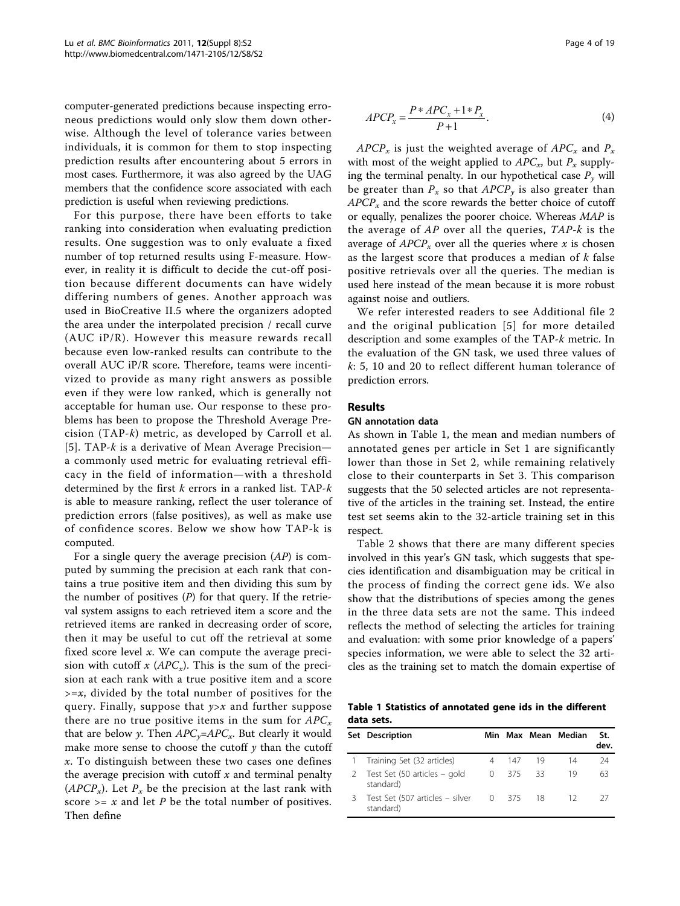computer-generated predictions because inspecting erroneous predictions would only slow them down otherwise. Although the level of tolerance varies between individuals, it is common for them to stop inspecting prediction results after encountering about 5 errors in most cases. Furthermore, it was also agreed by the UAG members that the confidence score associated with each prediction is useful when reviewing predictions.

For this purpose, there have been efforts to take ranking into consideration when evaluating prediction results. One suggestion was to only evaluate a fixed number of top returned results using F-measure. However, in reality it is difficult to decide the cut-off position because different documents can have widely differing numbers of genes. Another approach was used in BioCreative II.5 where the organizers adopted the area under the interpolated precision / recall curve (AUC iP/R). However this measure rewards recall because even low-ranked results can contribute to the overall AUC iP/R score. Therefore, teams were incentivized to provide as many right answers as possible even if they were low ranked, which is generally not acceptable for human use. Our response to these problems has been to propose the Threshold Average Precision (TAP-*k*) metric, as developed by Carroll et al. [5]. TAP-*k* is a derivative of Mean Average Precision—a commonly used metric for evaluating retrieval efficacy in the field of information—with a threshold determined by the first *k* errors in a ranked list. TAP-*k* is able to measure ranking, reflect the user tolerance of prediction errors (false positives), as well as make use of confidence scores. Below we show how TAP-k is computed.

For a single query the average precision (*AP*) is computed by summing the precision at each rank that contains a true positive item and then dividing this sum by the number of positives (*P*) for that query. If the retrieval system assigns to each retrieved item a score and the retrieved items are ranked in decreasing order of score, then it may be useful to cut off the retrieval at some fixed score level *x*. We can compute the average precision with cutoff *x* ($APC_x$). This is the sum of the precision at each rank with a true positive item and a score >=*x*, divided by the total number of positives for the query. Finally, suppose that *y*>*x* and further suppose there are no true positive items in the sum for $APC_x$ that are below *y*. Then $APC_y$=$APC_x$. But clearly it would make more sense to choose the cutoff *y* than the cutoff *x*. To distinguish between these two cases one defines the average precision with cutoff *x* and terminal penalty ($APCP_x$). Let $P_x$ be the precision at the last rank with score >= *x* and let *P* be the total number of positives. Then define

$$APCP_x = \frac{P * APC_x + 1 * P_x}{P + 1}. \quad (4)$$

$APCP_x$ is just the weighted average of $APC_x$ and $P_x$ with most of the weight applied to $APC_x$, but $P_x$ supplying the terminal penalty. In our hypothetical case $P_y$ will be greater than $P_x$ so that $APCP_y$ is also greater than $APCP_x$ and the score rewards the better choice of cutoff or equally, penalizes the poorer choice. Whereas *MAP* is the average of *AP* over all the queries, *TAP-k* is the average of $APCP_x$ over all the queries where *x* is chosen as the largest score that produces a median of *k* false positive retrievals over all the queries. The median is used here instead of the mean because it is more robust against noise and outliers.

We refer interested readers to see Additional file 2 and the original publication [5] for more detailed description and some examples of the TAP-*k* metric. In the evaluation of the GN task, we used three values of *k*: 5, 10 and 20 to reflect different human tolerance of prediction errors.

## Results

### GN annotation data

As shown in Table 1, the mean and median numbers of annotated genes per article in Set 1 are significantly lower than those in Set 2, while remaining relatively close to their counterparts in Set 3. This comparison suggests that the 50 selected articles are not representative of the articles in the training set. Instead, the entire test set seems akin to the 32-article training set in this respect.

Table 2 shows that there are many different species involved in this year's GN task, which suggests that species identification and disambiguation may be critical in the process of finding the correct gene ids. We also show that the distributions of species among the genes in the three data sets are not the same. This indeed reflects the method of selecting the articles for training and evaluation: with some prior knowledge of a papers' species information, we were able to select the 32 articles as the training set to match the domain expertise of

**Table 1 Statistics of annotated gene ids in the different data sets.**

| Set | Description | Min | Max | Mean | Median | St. dev. |
|---|---|---|---|---|---|---|
| 1 | Training Set (32 articles) | 4 | 147 | 19 | 14 | 24 |
| 2 | Test Set (50 articles – gold standard) | 0 | 375 | 33 | 19 | 63 |
| 3 | Test Set (507 articles – silver standard) | 0 | 375 | 18 | 12 | 27 |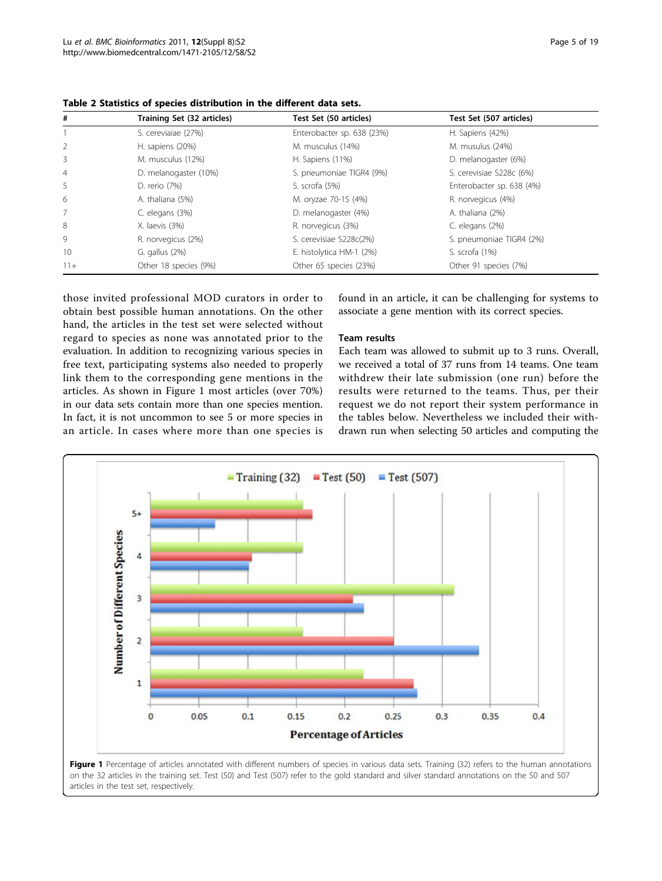**Table 2 Statistics of species distribution in the different data sets.**

| # | Training Set (32 articles) | Test Set (50 articles) | Test Set (507 articles) |
|---|---|---|---|
| 1 | S. cereviaiae (27%) | Enterobacter sp. 638 (23%) | H. Sapiens (42%) |
| 2 | H. sapiens (20%) | M. musculus (14%) | M. musulus (24%) |
| 3 | M. musculus (12%) | H. Sapiens (11%) | D. melanogaster (6%) |
| 4 | D. melanogaster (10%) | S. pneumoniae TIGR4 (9%) | S. cerevisiae S228c (6%) |
| 5 | D. rerio (7%) | S. scrofa (5%) | Enterobacter sp. 638 (4%) |
| 6 | A. thaliana (5%) | M. oryzae 70-15 (4%) | R. norvegicus (4%) |
| 7 | C. elegans (3%) | D. melanogaster (4%) | A. thaliana (2%) |
| 8 | X. laevis (3%) | R. norvegicus (3%) | C. elegans (2%) |
| 9 | R. norvegicus (2%) | S. cerevisiae S228c(2%) | S. pneumoniae TIGR4 (2%) |
| 10 | G. gallus (2%) | E. histolytica HM-1 (2%) | S. scrofa (1%) |
| 11+ | Other 18 species (9%) | Other 65 species (23%) | Other 91 species (7%) |

those invited professional MOD curators in order to obtain best possible human annotations. On the other hand, the articles in the test set were selected without regard to species as none was annotated prior to the evaluation. In addition to recognizing various species in free text, participating systems also needed to properly link them to the corresponding gene mentions in the articles. As shown in Figure 1 most articles (over 70%) in our data sets contain more than one species mention. In fact, it is not uncommon to see 5 or more species in an article. In cases where more than one species is found in an article, it can be challenging for systems to associate a gene mention with its correct species.

### Team results

Each team was allowed to submit up to 3 runs. Overall, we received a total of 37 runs from 14 teams. One team withdrew their late submission (one run) before the results were returned to the teams. Thus, per their request we do not report their system performance in the tables below. Nevertheless we included their withdrawn run when selecting 50 articles and computing the

**Figure 1** Percentage of articles annotated with different numbers of species in various data sets. Training (32) refers to the human annotations on the 32 articles in the training set. Test (50) and Test (507) refer to the gold standard and silver standard annotations on the 50 and 507 articles in the test set, respectively.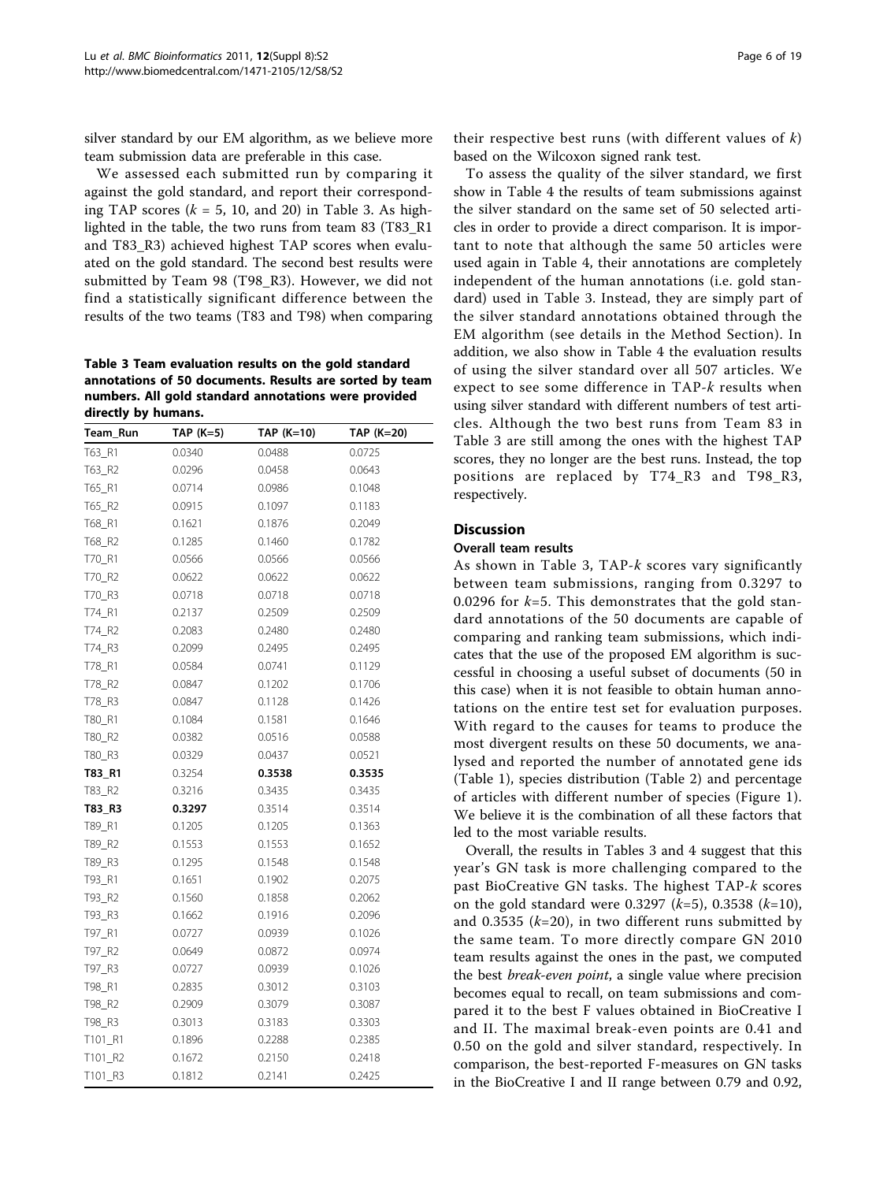silver standard by our EM algorithm, as we believe more team submission data are preferable in this case.

We assessed each submitted run by comparing it against the gold standard, and report their corresponding TAP scores ($k$ = 5, 10, and 20) in Table 3. As highlighted in the table, the two runs from team 83 (T83_R1 and T83_R3) achieved highest TAP scores when evaluated on the gold standard. The second best results were submitted by Team 98 (T98_R3). However, we did not find a statistically significant difference between the results of the two teams (T83 and T98) when comparing

**Table 3 Team evaluation results on the gold standard annotations of 50 documents. Results are sorted by team numbers. All gold standard annotations were provided directly by humans.**

| Team_Run | TAP (K=5) | TAP (K=10) | TAP (K=20) |
|---|---|---|---|
| T63_R1 | 0.0340 | 0.0488 | 0.0725 |
| T63_R2 | 0.0296 | 0.0458 | 0.0643 |
| T65_R1 | 0.0714 | 0.0986 | 0.1048 |
| T65_R2 | 0.0915 | 0.1097 | 0.1183 |
| T68_R1 | 0.1621 | 0.1876 | 0.2049 |
| T68_R2 | 0.1285 | 0.1460 | 0.1782 |
| T70_R1 | 0.0566 | 0.0566 | 0.0566 |
| T70_R2 | 0.0622 | 0.0622 | 0.0622 |
| T70_R3 | 0.0718 | 0.0718 | 0.0718 |
| T74_R1 | 0.2137 | 0.2509 | 0.2509 |
| T74_R2 | 0.2083 | 0.2480 | 0.2480 |
| T74_R3 | 0.2099 | 0.2495 | 0.2495 |
| T78_R1 | 0.0584 | 0.0741 | 0.1129 |
| T78_R2 | 0.0847 | 0.1202 | 0.1706 |
| T78_R3 | 0.0847 | 0.1128 | 0.1426 |
| T80_R1 | 0.1084 | 0.1581 | 0.1646 |
| T80_R2 | 0.0382 | 0.0516 | 0.0588 |
| T80_R3 | 0.0329 | 0.0437 | 0.0521 |
| **T83_R1** | 0.3254 | **0.3538** | **0.3535** |
| T83_R2 | 0.3216 | 0.3435 | 0.3435 |
| **T83_R3** | **0.3297** | 0.3514 | 0.3514 |
| T89_R1 | 0.1205 | 0.1205 | 0.1363 |
| T89_R2 | 0.1553 | 0.1553 | 0.1652 |
| T89_R3 | 0.1295 | 0.1548 | 0.1548 |
| T93_R1 | 0.1651 | 0.1902 | 0.2075 |
| T93_R2 | 0.1560 | 0.1858 | 0.2062 |
| T93_R3 | 0.1662 | 0.1916 | 0.2096 |
| T97_R1 | 0.0727 | 0.0939 | 0.1026 |
| T97_R2 | 0.0649 | 0.0872 | 0.0974 |
| T97_R3 | 0.0727 | 0.0939 | 0.1026 |
| T98_R1 | 0.2835 | 0.3012 | 0.3103 |
| T98_R2 | 0.2909 | 0.3079 | 0.3087 |
| T98_R3 | 0.3013 | 0.3183 | 0.3303 |
| T101_R1 | 0.1896 | 0.2288 | 0.2385 |
| T101_R2 | 0.1672 | 0.2150 | 0.2418 |
| T101_R3 | 0.1812 | 0.2141 | 0.2425 |

their respective best runs (with different values of $k$) based on the Wilcoxon signed rank test.

To assess the quality of the silver standard, we first show in Table 4 the results of team submissions against the silver standard on the same set of 50 selected articles in order to provide a direct comparison. It is important to note that although the same 50 articles were used again in Table 4, their annotations are completely independent of the human annotations (i.e. gold standard) used in Table 3. Instead, they are simply part of the silver standard annotations obtained through the EM algorithm (see details in the Method Section). In addition, we also show in Table 4 the evaluation results of using the silver standard over all 507 articles. We expect to see some difference in TAP-$k$ results when using silver standard with different numbers of test articles. Although the two best runs from Team 83 in Table 3 are still among the ones with the highest TAP scores, they no longer are the best runs. Instead, the top positions are replaced by T74_R3 and T98_R3, respectively.

## Discussion

### Overall team results

As shown in Table 3, TAP-$k$ scores vary significantly between team submissions, ranging from 0.3297 to 0.0296 for $k$=5. This demonstrates that the gold standard annotations of the 50 documents are capable of comparing and ranking team submissions, which indicates that the use of the proposed EM algorithm is successful in choosing a useful subset of documents (50 in this case) when it is not feasible to obtain human annotations on the entire test set for evaluation purposes. With regard to the causes for teams to produce the most divergent results on these 50 documents, we analysed and reported the number of annotated gene ids (Table 1), species distribution (Table 2) and percentage of articles with different number of species (Figure 1). We believe it is the combination of all these factors that led to the most variable results.

Overall, the results in Tables 3 and 4 suggest that this year's GN task is more challenging compared to the past BioCreative GN tasks. The highest TAP-$k$ scores on the gold standard were 0.3297 ($k$=5), 0.3538 ($k$=10), and 0.3535 ($k$=20), in two different runs submitted by the same team. To more directly compare GN 2010 team results against the ones in the past, we computed the best *break-even point*, a single value where precision becomes equal to recall, on team submissions and compared it to the best F values obtained in BioCreative I and II. The maximal break-even points are 0.41 and 0.50 on the gold and silver standard, respectively. In comparison, the best-reported F-measures on GN tasks in the BioCreative I and II range between 0.79 and 0.92,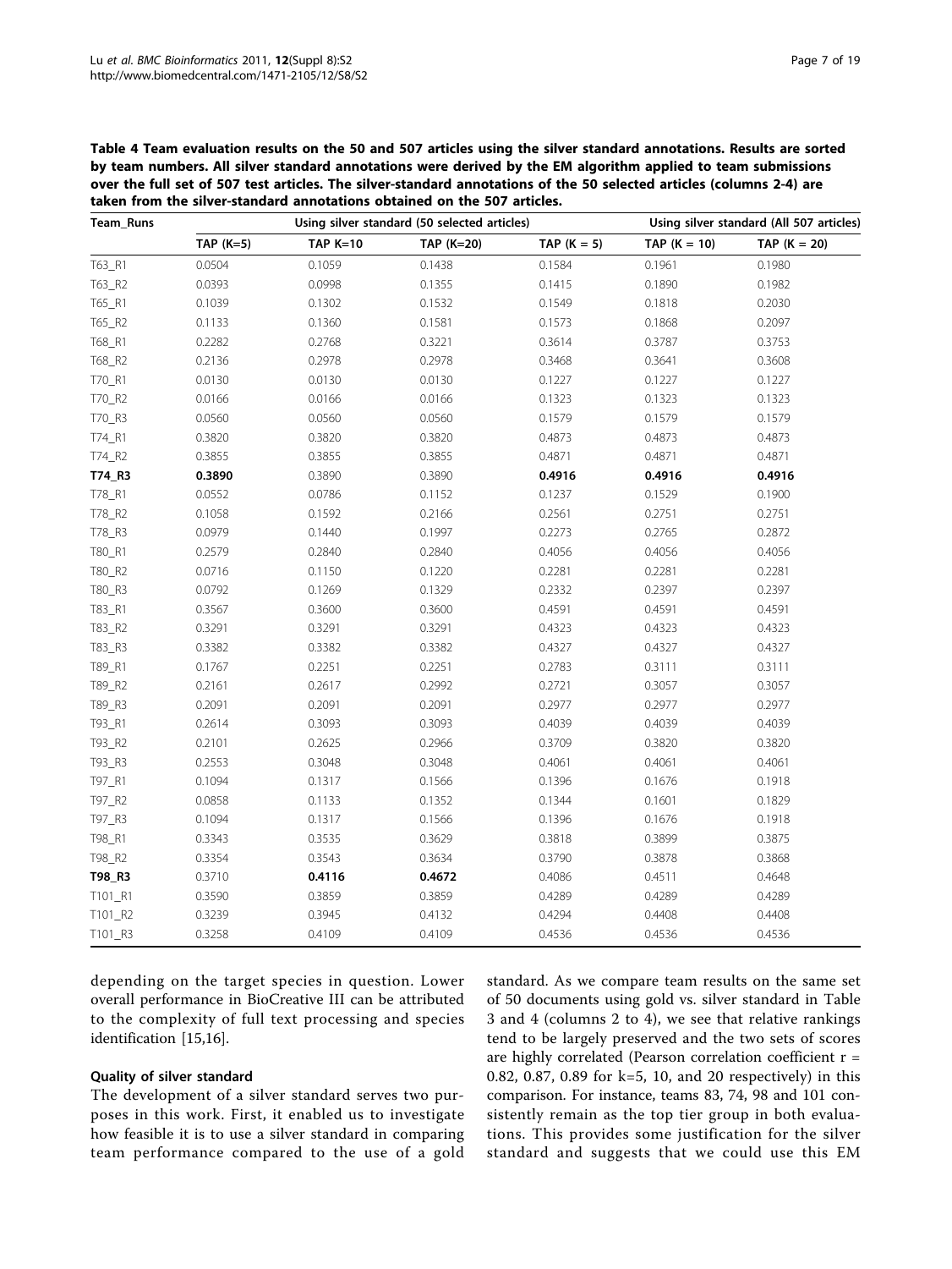**Table 4 Team evaluation results on the 50 and 507 articles using the silver standard annotations. Results are sorted by team numbers. All silver standard annotations were derived by the EM algorithm applied to team submissions over the full set of 507 test articles. The silver-standard annotations of the 50 selected articles (columns 2-4) are taken from the silver-standard annotations obtained on the 507 articles.**

| Team_Runs | Using silver standard (50 selected articles) | | | Using silver standard (All 507 articles) | | |
|---|---|---|---|---|---|---|
| | TAP (K=5) | TAP K=10 | TAP (K=20) | TAP (K = 5) | TAP (K = 10) | TAP (K = 20) |
| T63_R1 | 0.0504 | 0.1059 | 0.1438 | 0.1584 | 0.1961 | 0.1980 |
| T63_R2 | 0.0393 | 0.0998 | 0.1355 | 0.1415 | 0.1890 | 0.1982 |
| T65_R1 | 0.1039 | 0.1302 | 0.1532 | 0.1549 | 0.1818 | 0.2030 |
| T65_R2 | 0.1133 | 0.1360 | 0.1581 | 0.1573 | 0.1868 | 0.2097 |
| T68_R1 | 0.2282 | 0.2768 | 0.3221 | 0.3614 | 0.3787 | 0.3753 |
| T68_R2 | 0.2136 | 0.2978 | 0.2978 | 0.3468 | 0.3641 | 0.3608 |
| T70_R1 | 0.0130 | 0.0130 | 0.0130 | 0.1227 | 0.1227 | 0.1227 |
| T70_R2 | 0.0166 | 0.0166 | 0.0166 | 0.1323 | 0.1323 | 0.1323 |
| T70_R3 | 0.0560 | 0.0560 | 0.0560 | 0.1579 | 0.1579 | 0.1579 |
| T74_R1 | 0.3820 | 0.3820 | 0.3820 | 0.4873 | 0.4873 | 0.4873 |
| T74_R2 | 0.3855 | 0.3855 | 0.3855 | 0.4871 | 0.4871 | 0.4871 |
| **T74_R3** | **0.3890** | 0.3890 | 0.3890 | **0.4916** | **0.4916** | **0.4916** |
| T78_R1 | 0.0552 | 0.0786 | 0.1152 | 0.1237 | 0.1529 | 0.1900 |
| T78_R2 | 0.1058 | 0.1592 | 0.2166 | 0.2561 | 0.2751 | 0.2751 |
| T78_R3 | 0.0979 | 0.1440 | 0.1997 | 0.2273 | 0.2765 | 0.2872 |
| T80_R1 | 0.2579 | 0.2840 | 0.2840 | 0.4056 | 0.4056 | 0.4056 |
| T80_R2 | 0.0716 | 0.1150 | 0.1220 | 0.2281 | 0.2281 | 0.2281 |
| T80_R3 | 0.0792 | 0.1269 | 0.1329 | 0.2332 | 0.2397 | 0.2397 |
| T83_R1 | 0.3567 | 0.3600 | 0.3600 | 0.4591 | 0.4591 | 0.4591 |
| T83_R2 | 0.3291 | 0.3291 | 0.3291 | 0.4323 | 0.4323 | 0.4323 |
| T83_R3 | 0.3382 | 0.3382 | 0.3382 | 0.4327 | 0.4327 | 0.4327 |
| T89_R1 | 0.1767 | 0.2251 | 0.2251 | 0.2783 | 0.3111 | 0.3111 |
| T89_R2 | 0.2161 | 0.2617 | 0.2992 | 0.2721 | 0.3057 | 0.3057 |
| T89_R3 | 0.2091 | 0.2091 | 0.2091 | 0.2977 | 0.2977 | 0.2977 |
| T93_R1 | 0.2614 | 0.3093 | 0.3093 | 0.4039 | 0.4039 | 0.4039 |
| T93_R2 | 0.2101 | 0.2625 | 0.2966 | 0.3709 | 0.3820 | 0.3820 |
| T93_R3 | 0.2553 | 0.3048 | 0.3048 | 0.4061 | 0.4061 | 0.4061 |
| T97_R1 | 0.1094 | 0.1317 | 0.1566 | 0.1396 | 0.1676 | 0.1918 |
| T97_R2 | 0.0858 | 0.1133 | 0.1352 | 0.1344 | 0.1601 | 0.1829 |
| T97_R3 | 0.1094 | 0.1317 | 0.1566 | 0.1396 | 0.1676 | 0.1918 |
| T98_R1 | 0.3343 | 0.3535 | 0.3629 | 0.3818 | 0.3899 | 0.3875 |
| T98_R2 | 0.3354 | 0.3543 | 0.3634 | 0.3790 | 0.3878 | 0.3868 |
| **T98_R3** | 0.3710 | **0.4116** | **0.4672** | 0.4086 | 0.4511 | 0.4648 |
| T101_R1 | 0.3590 | 0.3859 | 0.3859 | 0.4289 | 0.4289 | 0.4289 |
| T101_R2 | 0.3239 | 0.3945 | 0.4132 | 0.4294 | 0.4408 | 0.4408 |
| T101_R3 | 0.3258 | 0.4109 | 0.4109 | 0.4536 | 0.4536 | 0.4536 |

depending on the target species in question. Lower overall performance in BioCreative III can be attributed to the complexity of full text processing and species identification [15,16].

### Quality of silver standard

The development of a silver standard serves two purposes in this work. First, it enabled us to investigate how feasible it is to use a silver standard in comparing team performance compared to the use of a gold standard. As we compare team results on the same set of 50 documents using gold vs. silver standard in Table 3 and 4 (columns 2 to 4), we see that relative rankings tend to be largely preserved and the two sets of scores are highly correlated (Pearson correlation coefficient r = 0.82, 0.87, 0.89 for k=5, 10, and 20 respectively) in this comparison. For instance, teams 83, 74, 98 and 101 consistently remain as the top tier group in both evaluations. This provides some justification for the silver standard and suggests that we could use this EM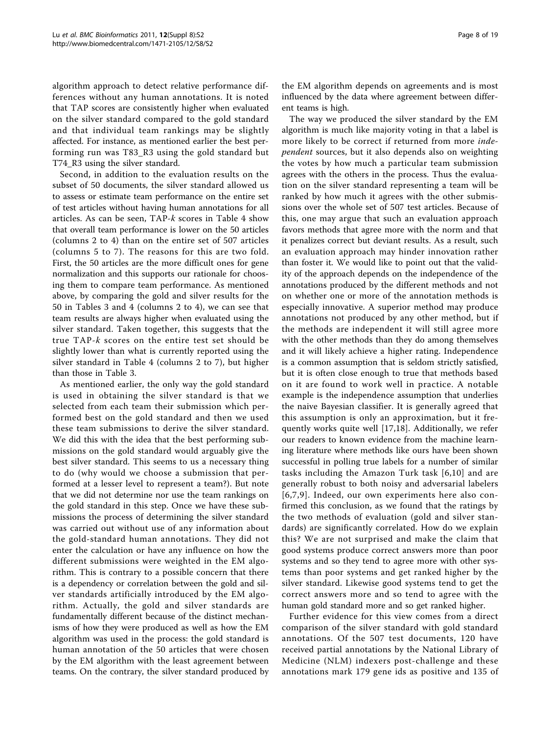algorithm approach to detect relative performance differences without any human annotations. It is noted that TAP scores are consistently higher when evaluated on the silver standard compared to the gold standard and that individual team rankings may be slightly affected. For instance, as mentioned earlier the best performing run was T83_R3 using the gold standard but T74_R3 using the silver standard.

Second, in addition to the evaluation results on the subset of 50 documents, the silver standard allowed us to assess or estimate team performance on the entire set of test articles without having human annotations for all articles. As can be seen, TAP-*k* scores in Table 4 show that overall team performance is lower on the 50 articles (columns 2 to 4) than on the entire set of 507 articles (columns 5 to 7). The reasons for this are two fold. First, the 50 articles are the more difficult ones for gene normalization and this supports our rationale for choosing them to compare team performance. As mentioned above, by comparing the gold and silver results for the 50 in Tables 3 and 4 (columns 2 to 4), we can see that team results are always higher when evaluated using the silver standard. Taken together, this suggests that the true TAP-*k* scores on the entire test set should be slightly lower than what is currently reported using the silver standard in Table 4 (columns 2 to 7), but higher than those in Table 3.

As mentioned earlier, the only way the gold standard is used in obtaining the silver standard is that we selected from each team their submission which performed best on the gold standard and then we used these team submissions to derive the silver standard. We did this with the idea that the best performing submissions on the gold standard would arguably give the best silver standard. This seems to us a necessary thing to do (why would we choose a submission that performed at a lesser level to represent a team?). But note that we did not determine nor use the team rankings on the gold standard in this step. Once we have these submissions the process of determining the silver standard was carried out without use of any information about the gold-standard human annotations. They did not enter the calculation or have any influence on how the different submissions were weighted in the EM algorithm. This is contrary to a possible concern that there is a dependency or correlation between the gold and silver standards artificially introduced by the EM algorithm. Actually, the gold and silver standards are fundamentally different because of the distinct mechanisms of how they were produced as well as how the EM algorithm was used in the process: the gold standard is human annotation of the 50 articles that were chosen by the EM algorithm with the least agreement between teams. On the contrary, the silver standard produced by the EM algorithm depends on agreements and is most influenced by the data where agreement between different teams is high.

The way we produced the silver standard by the EM algorithm is much like majority voting in that a label is more likely to be correct if returned from more *independent* sources, but it also depends also on weighting the votes by how much a particular team submission agrees with the others in the process. Thus the evaluation on the silver standard representing a team will be ranked by how much it agrees with the other submissions over the whole set of 507 test articles. Because of this, one may argue that such an evaluation approach favors methods that agree more with the norm and that it penalizes correct but deviant results. As a result, such an evaluation approach may hinder innovation rather than foster it. We would like to point out that the validity of the approach depends on the independence of the annotations produced by the different methods and not on whether one or more of the annotation methods is especially innovative. A superior method may produce annotations not produced by any other method, but if the methods are independent it will still agree more with the other methods than they do among themselves and it will likely achieve a higher rating. Independence is a common assumption that is seldom strictly satisfied, but it is often close enough to true that methods based on it are found to work well in practice. A notable example is the independence assumption that underlies the naive Bayesian classifier. It is generally agreed that this assumption is only an approximation, but it frequently works quite well [17,18]. Additionally, we refer our readers to known evidence from the machine learning literature where methods like ours have been shown successful in polling true labels for a number of similar tasks including the Amazon Turk task [6,10] and are generally robust to both noisy and adversarial labelers [6,7,9]. Indeed, our own experiments here also confirmed this conclusion, as we found that the ratings by the two methods of evaluation (gold and silver standards) are significantly correlated. How do we explain this? We are not surprised and make the claim that good systems produce correct answers more than poor systems and so they tend to agree more with other systems than poor systems and get ranked higher by the silver standard. Likewise good systems tend to get the correct answers more and so tend to agree with the human gold standard more and so get ranked higher.

Further evidence for this view comes from a direct comparison of the silver standard with gold standard annotations. Of the 507 test documents, 120 have received partial annotations by the National Library of Medicine (NLM) indexers post-challenge and these annotations mark 179 gene ids as positive and 135 of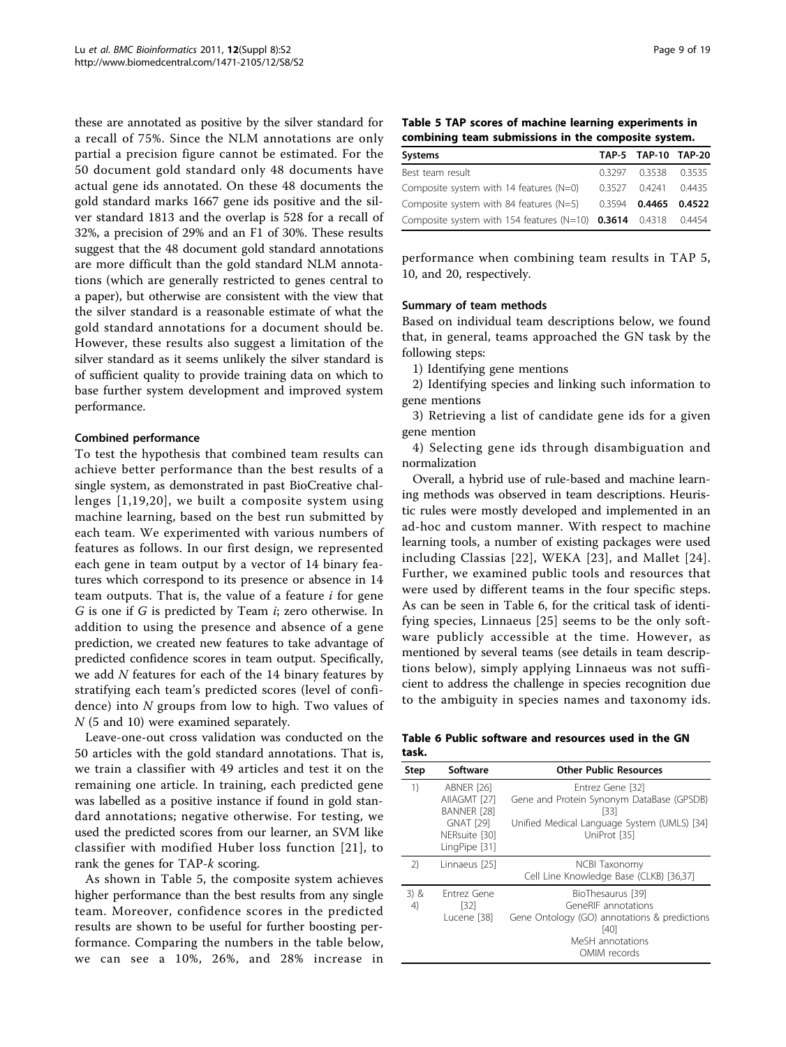these are annotated as positive by the silver standard for a recall of 75%. Since the NLM annotations are only partial a precision figure cannot be estimated. For the 50 document gold standard only 48 documents have actual gene ids annotated. On these 48 documents the gold standard marks 1667 gene ids positive and the silver standard 1813 and the overlap is 528 for a recall of 32%, a precision of 29% and an F1 of 30%. These results suggest that the 48 document gold standard annotations are more difficult than the gold standard NLM annotations (which are generally restricted to genes central to a paper), but otherwise are consistent with the view that the silver standard is a reasonable estimate of what the gold standard annotations for a document should be. However, these results also suggest a limitation of the silver standard as it seems unlikely the silver standard is of sufficient quality to provide training data on which to base further system development and improved system performance.

#### Combined performance

To test the hypothesis that combined team results can achieve better performance than the best results of a single system, as demonstrated in past BioCreative challenges [1,19,20], we built a composite system using machine learning, based on the best run submitted by each team. We experimented with various numbers of features as follows. In our first design, we represented each gene in team output by a vector of 14 binary features which correspond to its presence or absence in 14 team outputs. That is, the value of a feature $i$ for gene $G$ is one if $G$ is predicted by Team $i$; zero otherwise. In addition to using the presence and absence of a gene prediction, we created new features to take advantage of predicted confidence scores in team output. Specifically, we add $N$ features for each of the 14 binary features by stratifying each team's predicted scores (level of confidence) into $N$ groups from low to high. Two values of $N$ (5 and 10) were examined separately.

Leave-one-out cross validation was conducted on the 50 articles with the gold standard annotations. That is, we train a classifier with 49 articles and test it on the remaining one article. In training, each predicted gene was labelled as a positive instance if found in gold standard annotations; negative otherwise. For testing, we used the predicted scores from our learner, an SVM like classifier with modified Huber loss function [21], to rank the genes for TAP-$k$ scoring.

As shown in Table 5, the composite system achieves higher performance than the best results from any single team. Moreover, confidence scores in the predicted results are shown to be useful for further boosting performance. Comparing the numbers in the table below, we can see a 10%, 26%, and 28% increase in performance when combining team results in TAP 5, 10, and 20, respectively.

**Table 5 TAP scores of machine learning experiments in combining team submissions in the composite system.**

| Systems | TAP-5 | TAP-10 | TAP-20 |
|---|---|---|---|
| Best team result | 0.3297 | 0.3538 | 0.3535 |
| Composite system with 14 features (N=0) | 0.3527 | 0.4241 | 0.4435 |
| Composite system with 84 features (N=5) | 0.3594 | **0.4465** | **0.4522** |
| Composite system with 154 features (N=10) | **0.3614** | 0.4318 | 0.4454 |

#### Summary of team methods

Based on individual team descriptions below, we found that, in general, teams approached the GN task by the following steps:

1) Identifying gene mentions

2) Identifying species and linking such information to gene mentions

3) Retrieving a list of candidate gene ids for a given gene mention

4) Selecting gene ids through disambiguation and normalization

Overall, a hybrid use of rule-based and machine learning methods was observed in team descriptions. Heuristic rules were mostly developed and implemented in an ad-hoc and custom manner. With respect to machine learning tools, a number of existing packages were used including Classias [22], WEKA [23], and Mallet [24]. Further, we examined public tools and resources that were used by different teams in the four specific steps. As can be seen in Table 6, for the critical task of identifying species, Linnaeus [25] seems to be the only software publicly accessible at the time. However, as mentioned by several teams (see details in team descriptions below), simply applying Linnaeus was not sufficient to address the challenge in species recognition due to the ambiguity in species names and taxonomy ids.

**Table 6 Public software and resources used in the GN task.**

| Step | Software | Other Public Resources |
|---|---|---|
| 1) | ABNER [26]<br>AIIAGMT [27]<br>BANNER [28]<br>GNAT [29]<br>NERsuite [30]<br>LingPipe [31] | Entrez Gene [32]<br>Gene and Protein Synonym DataBase (GPSDB) [33]<br>Unified Medical Language System (UMLS) [34]<br>UniProt [35] |
| 2) | Linnaeus [25] | NCBI Taxonomy<br>Cell Line Knowledge Base (CLKB) [36,37] |
| 3) & 4) | Entrez Gene [32]<br>Lucene [38] | BioThesaurus [39]<br>GeneRIF annotations<br>Gene Ontology (GO) annotations & predictions [40]<br>MeSH annotations<br>OMIM records |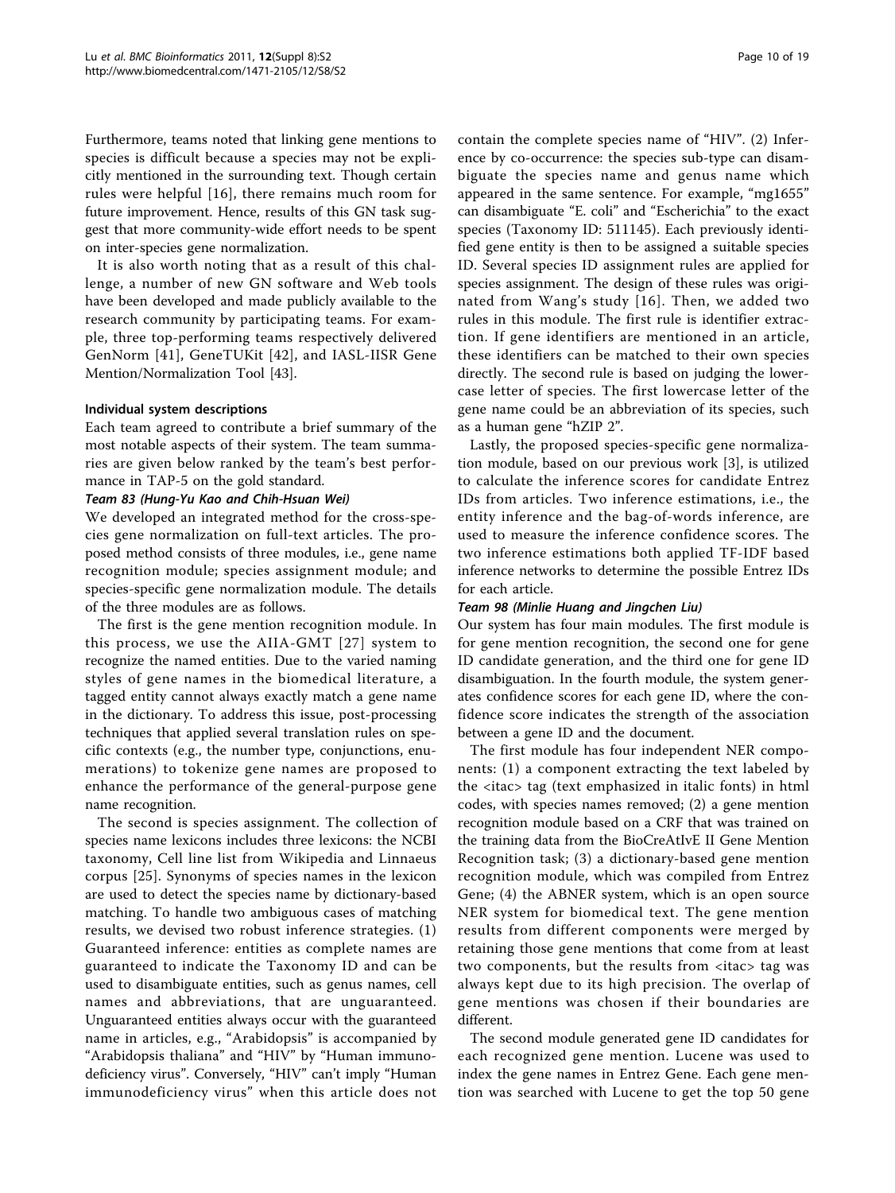Furthermore, teams noted that linking gene mentions to species is difficult because a species may not be explicitly mentioned in the surrounding text. Though certain rules were helpful [16], there remains much room for future improvement. Hence, results of this GN task suggest that more community-wide effort needs to be spent on inter-species gene normalization.

It is also worth noting that as a result of this challenge, a number of new GN software and Web tools have been developed and made publicly available to the research community by participating teams. For example, three top-performing teams respectively delivered GenNorm [41], GeneTUKit [42], and IASL-IISR Gene Mention/Normalization Tool [43].

### Individual system descriptions

Each team agreed to contribute a brief summary of the most notable aspects of their system. The team summaries are given below ranked by the team's best performance in TAP-5 on the gold standard.

#### *Team 83 (Hung-Yu Kao and Chih-Hsuan Wei)*

We developed an integrated method for the cross-species gene normalization on full-text articles. The proposed method consists of three modules, i.e., gene name recognition module; species assignment module; and species-specific gene normalization module. The details of the three modules are as follows.

The first is the gene mention recognition module. In this process, we use the AIIA-GMT [27] system to recognize the named entities. Due to the varied naming styles of gene names in the biomedical literature, a tagged entity cannot always exactly match a gene name in the dictionary. To address this issue, post-processing techniques that applied several translation rules on specific contexts (e.g., the number type, conjunctions, enumerations) to tokenize gene names are proposed to enhance the performance of the general-purpose gene name recognition.

The second is species assignment. The collection of species name lexicons includes three lexicons: the NCBI taxonomy, Cell line list from Wikipedia and Linnaeus corpus [25]. Synonyms of species names in the lexicon are used to detect the species name by dictionary-based matching. To handle two ambiguous cases of matching results, we devised two robust inference strategies. (1) Guaranteed inference: entities as complete names are guaranteed to indicate the Taxonomy ID and can be used to disambiguate entities, such as genus names, cell names and abbreviations, that are unguaranteed. Unguaranteed entities always occur with the guaranteed name in articles, e.g., "Arabidopsis" is accompanied by "Arabidopsis thaliana" and "HIV" by "Human immunodeficiency virus". Conversely, "HIV" can't imply "Human immunodeficiency virus" when this article does not contain the complete species name of "HIV". (2) Inference by co-occurrence: the species sub-type can disambiguate the species name and genus name which appeared in the same sentence. For example, "mg1655" can disambiguate "E. coli" and "Escherichia" to the exact species (Taxonomy ID: 511145). Each previously identified gene entity is then to be assigned a suitable species ID. Several species ID assignment rules are applied for species assignment. The design of these rules was originated from Wang's study [16]. Then, we added two rules in this module. The first rule is identifier extraction. If gene identifiers are mentioned in an article, these identifiers can be matched to their own species directly. The second rule is based on judging the lowercase letter of species. The first lowercase letter of the gene name could be an abbreviation of its species, such as a human gene "hZIP 2".

Lastly, the proposed species-specific gene normalization module, based on our previous work [3], is utilized to calculate the inference scores for candidate Entrez IDs from articles. Two inference estimations, i.e., the entity inference and the bag-of-words inference, are used to measure the inference confidence scores. The two inference estimations both applied TF-IDF based inference networks to determine the possible Entrez IDs for each article.

#### *Team 98 (Minlie Huang and Jingchen Liu)*

Our system has four main modules. The first module is for gene mention recognition, the second one for gene ID candidate generation, and the third one for gene ID disambiguation. In the fourth module, the system generates confidence scores for each gene ID, where the confidence score indicates the strength of the association between a gene ID and the document.

The first module has four independent NER components: (1) a component extracting the text labeled by the <itac> tag (text emphasized in italic fonts) in html codes, with species names removed; (2) a gene mention recognition module based on a CRF that was trained on the training data from the BioCreAtIvE II Gene Mention Recognition task; (3) a dictionary-based gene mention recognition module, which was compiled from Entrez Gene; (4) the ABNER system, which is an open source NER system for biomedical text. The gene mention results from different components were merged by retaining those gene mentions that come from at least two components, but the results from <itac> tag was always kept due to its high precision. The overlap of gene mentions was chosen if their boundaries are different.

The second module generated gene ID candidates for each recognized gene mention. Lucene was used to index the gene names in Entrez Gene. Each gene mention was searched with Lucene to get the top 50 gene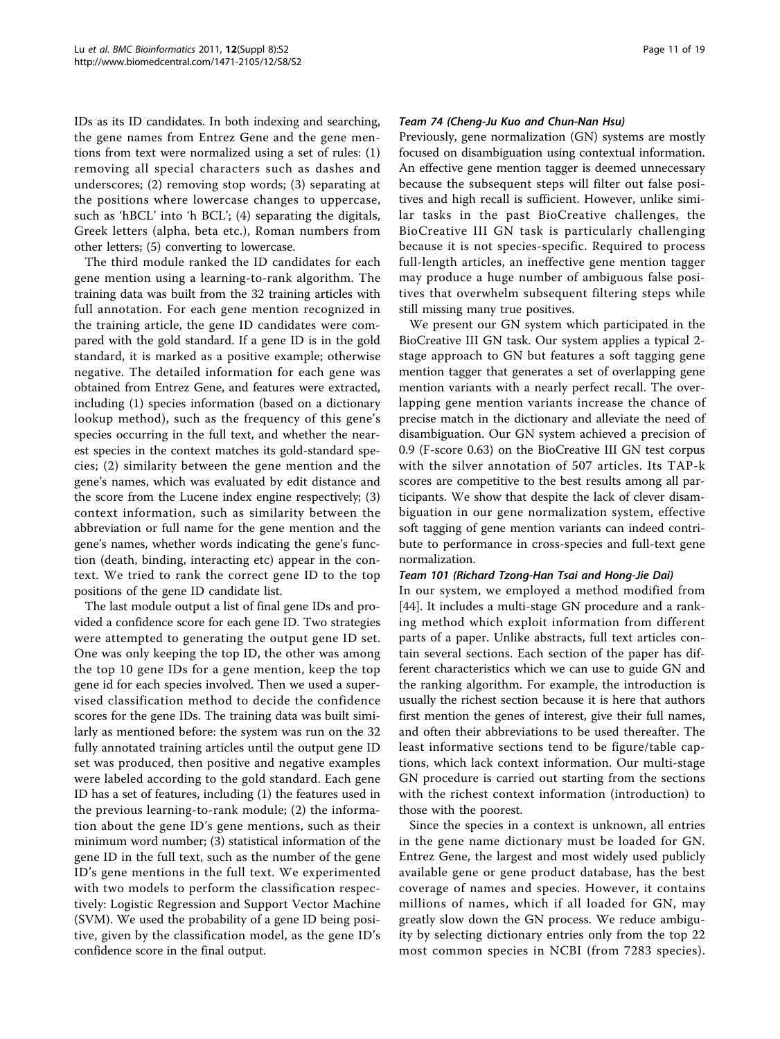IDs as its ID candidates. In both indexing and searching, the gene names from Entrez Gene and the gene mentions from text were normalized using a set of rules: (1) removing all special characters such as dashes and underscores; (2) removing stop words; (3) separating at the positions where lowercase changes to uppercase, such as 'hBCL' into 'h BCL'; (4) separating the digitals, Greek letters (alpha, beta etc.), Roman numbers from other letters; (5) converting to lowercase.

The third module ranked the ID candidates for each gene mention using a learning-to-rank algorithm. The training data was built from the 32 training articles with full annotation. For each gene mention recognized in the training article, the gene ID candidates were compared with the gold standard. If a gene ID is in the gold standard, it is marked as a positive example; otherwise negative. The detailed information for each gene was obtained from Entrez Gene, and features were extracted, including (1) species information (based on a dictionary lookup method), such as the frequency of this gene's species occurring in the full text, and whether the nearest species in the context matches its gold-standard species; (2) similarity between the gene mention and the gene's names, which was evaluated by edit distance and the score from the Lucene index engine respectively; (3) context information, such as similarity between the abbreviation or full name for the gene mention and the gene's names, whether words indicating the gene's function (death, binding, interacting etc) appear in the context. We tried to rank the correct gene ID to the top positions of the gene ID candidate list.

The last module output a list of final gene IDs and provided a confidence score for each gene ID. Two strategies were attempted to generating the output gene ID set. One was only keeping the top ID, the other was among the top 10 gene IDs for a gene mention, keep the top gene id for each species involved. Then we used a supervised classification method to decide the confidence scores for the gene IDs. The training data was built similarly as mentioned before: the system was run on the 32 fully annotated training articles until the output gene ID set was produced, then positive and negative examples were labeled according to the gold standard. Each gene ID has a set of features, including (1) the features used in the previous learning-to-rank module; (2) the information about the gene ID's gene mentions, such as their minimum word number; (3) statistical information of the gene ID in the full text, such as the number of the gene ID's gene mentions in the full text. We experimented with two models to perform the classification respectively: Logistic Regression and Support Vector Machine (SVM). We used the probability of a gene ID being positive, given by the classification model, as the gene ID's confidence score in the final output.

#### *Team 74 (Cheng-Ju Kuo and Chun-Nan Hsu)*

Previously, gene normalization (GN) systems are mostly focused on disambiguation using contextual information. An effective gene mention tagger is deemed unnecessary because the subsequent steps will filter out false positives and high recall is sufficient. However, unlike similar tasks in the past BioCreative challenges, the BioCreative III GN task is particularly challenging because it is not species-specific. Required to process full-length articles, an ineffective gene mention tagger may produce a huge number of ambiguous false positives that overwhelm subsequent filtering steps while still missing many true positives.

We present our GN system which participated in the BioCreative III GN task. Our system applies a typical 2-stage approach to GN but features a soft tagging gene mention tagger that generates a set of overlapping gene mention variants with a nearly perfect recall. The overlapping gene mention variants increase the chance of precise match in the dictionary and alleviate the need of disambiguation. Our GN system achieved a precision of 0.9 (F-score 0.63) on the BioCreative III GN test corpus with the silver annotation of 507 articles. Its TAP-k scores are competitive to the best results among all participants. We show that despite the lack of clever disambiguation in our gene normalization system, effective soft tagging of gene mention variants can indeed contribute to performance in cross-species and full-text gene normalization.

#### *Team 101 (Richard Tzong-Han Tsai and Hong-Jie Dai)*

In our system, we employed a method modified from [44]. It includes a multi-stage GN procedure and a ranking method which exploit information from different parts of a paper. Unlike abstracts, full text articles contain several sections. Each section of the paper has different characteristics which we can use to guide GN and the ranking algorithm. For example, the introduction is usually the richest section because it is here that authors first mention the genes of interest, give their full names, and often their abbreviations to be used thereafter. The least informative sections tend to be figure/table captions, which lack context information. Our multi-stage GN procedure is carried out starting from the sections with the richest context information (introduction) to those with the poorest.

Since the species in a context is unknown, all entries in the gene name dictionary must be loaded for GN. Entrez Gene, the largest and most widely used publicly available gene or gene product database, has the best coverage of names and species. However, it contains millions of names, which if all loaded for GN, may greatly slow down the GN process. We reduce ambiguity by selecting dictionary entries only from the top 22 most common species in NCBI (from 7283 species).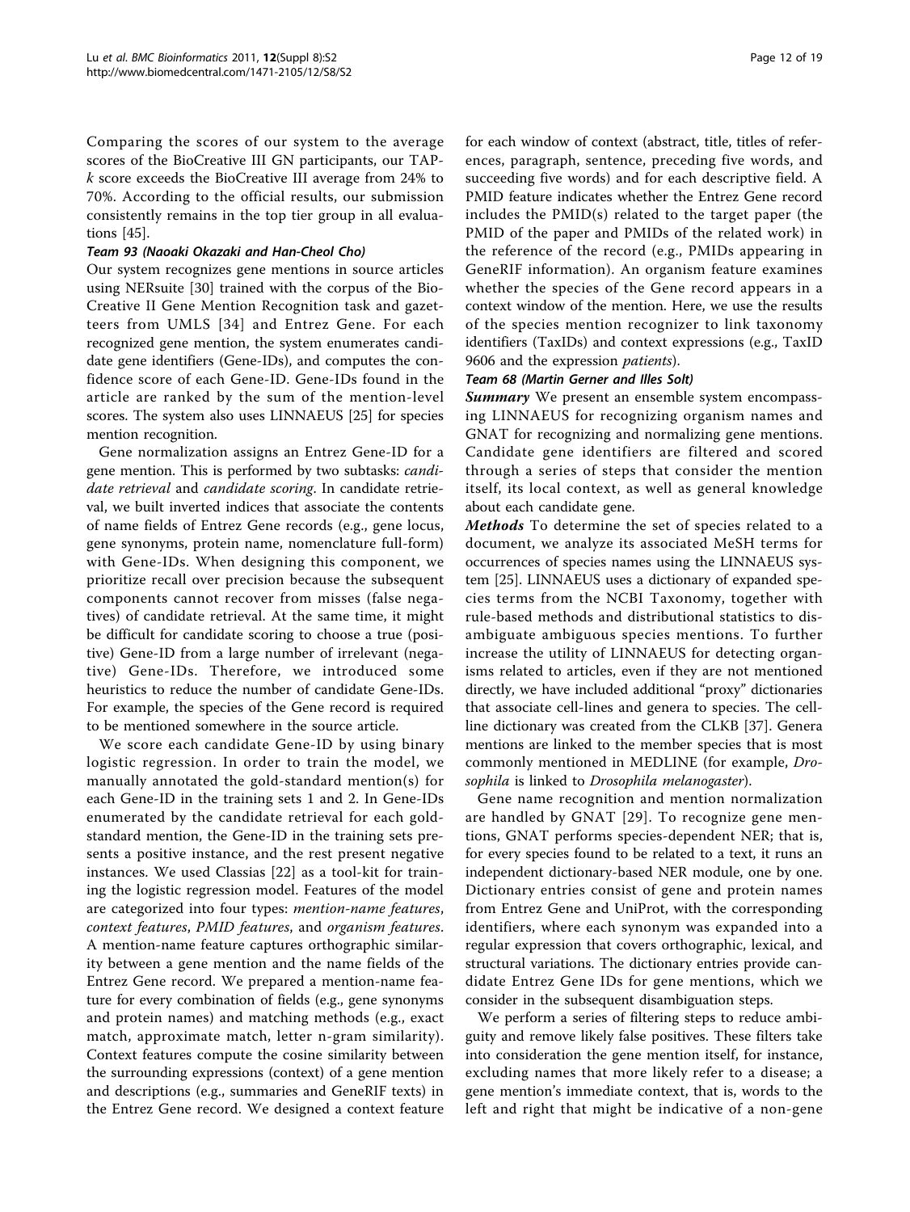Comparing the scores of our system to the average scores of the BioCreative III GN participants, our TAP-*k* score exceeds the BioCreative III average from 24% to 70%. According to the official results, our submission consistently remains in the top tier group in all evaluations [45].

#### *Team 93 (Naoaki Okazaki and Han-Cheol Cho)*

Our system recognizes gene mentions in source articles using NERsuite [30] trained with the corpus of the BioCreative II Gene Mention Recognition task and gazetteers from UMLS [34] and Entrez Gene. For each recognized gene mention, the system enumerates candidate gene identifiers (Gene-IDs), and computes the confidence score of each Gene-ID. Gene-IDs found in the article are ranked by the sum of the mention-level scores. The system also uses LINNAEUS [25] for species mention recognition.

Gene normalization assigns an Entrez Gene-ID for a gene mention. This is performed by two subtasks: *candidate retrieval* and *candidate scoring*. In candidate retrieval, we built inverted indices that associate the contents of name fields of Entrez Gene records (e.g., gene locus, gene synonyms, protein name, nomenclature full-form) with Gene-IDs. When designing this component, we prioritize recall over precision because the subsequent components cannot recover from misses (false negatives) of candidate retrieval. At the same time, it might be difficult for candidate scoring to choose a true (positive) Gene-ID from a large number of irrelevant (negative) Gene-IDs. Therefore, we introduced some heuristics to reduce the number of candidate Gene-IDs. For example, the species of the Gene record is required to be mentioned somewhere in the source article.

We score each candidate Gene-ID by using binary logistic regression. In order to train the model, we manually annotated the gold-standard mention(s) for each Gene-ID in the training sets 1 and 2. In Gene-IDs enumerated by the candidate retrieval for each gold-standard mention, the Gene-ID in the training sets presents a positive instance, and the rest present negative instances. We used Classias [22] as a tool-kit for training the logistic regression model. Features of the model are categorized into four types: *mention-name features*, *context features*, *PMID features*, and *organism features*. A mention-name feature captures orthographic similarity between a gene mention and the name fields of the Entrez Gene record. We prepared a mention-name feature for every combination of fields (e.g., gene synonyms and protein names) and matching methods (e.g., exact match, approximate match, letter n-gram similarity). Context features compute the cosine similarity between the surrounding expressions (context) of a gene mention and descriptions (e.g., summaries and GeneRIF texts) in the Entrez Gene record. We designed a context feature for each window of context (abstract, title, titles of references, paragraph, sentence, preceding five words, and succeeding five words) and for each descriptive field. A PMID feature indicates whether the Entrez Gene record includes the PMID(s) related to the target paper (the PMID of the paper and PMIDs of the related work) in the reference of the record (e.g., PMIDs appearing in GeneRIF information). An organism feature examines whether the species of the Gene record appears in a context window of the mention. Here, we use the results of the species mention recognizer to link taxonomy identifiers (TaxIDs) and context expressions (e.g., TaxID 9606 and the expression *patients*).

#### *Team 68 (Martin Gerner and Illes Solt)*

***Summary*** We present an ensemble system encompassing LINNAEUS for recognizing organism names and GNAT for recognizing and normalizing gene mentions. Candidate gene identifiers are filtered and scored through a series of steps that consider the mention itself, its local context, as well as general knowledge about each candidate gene.

***Methods*** To determine the set of species related to a document, we analyze its associated MeSH terms for occurrences of species names using the LINNAEUS system [25]. LINNAEUS uses a dictionary of expanded species terms from the NCBI Taxonomy, together with rule-based methods and distributional statistics to disambiguate ambiguous species mentions. To further increase the utility of LINNAEUS for detecting organisms related to articles, even if they are not mentioned directly, we have included additional "proxy" dictionaries that associate cell-lines and genera to species. The cell-line dictionary was created from the CLKB [37]. Genera mentions are linked to the member species that is most commonly mentioned in MEDLINE (for example, *Drosophila* is linked to *Drosophila melanogaster*).

Gene name recognition and mention normalization are handled by GNAT [29]. To recognize gene mentions, GNAT performs species-dependent NER; that is, for every species found to be related to a text, it runs an independent dictionary-based NER module, one by one. Dictionary entries consist of gene and protein names from Entrez Gene and UniProt, with the corresponding identifiers, where each synonym was expanded into a regular expression that covers orthographic, lexical, and structural variations. The dictionary entries provide candidate Entrez Gene IDs for gene mentions, which we consider in the subsequent disambiguation steps.

We perform a series of filtering steps to reduce ambiguity and remove likely false positives. These filters take into consideration the gene mention itself, for instance, excluding names that more likely refer to a disease; a gene mention's immediate context, that is, words to the left and right that might be indicative of a non-gene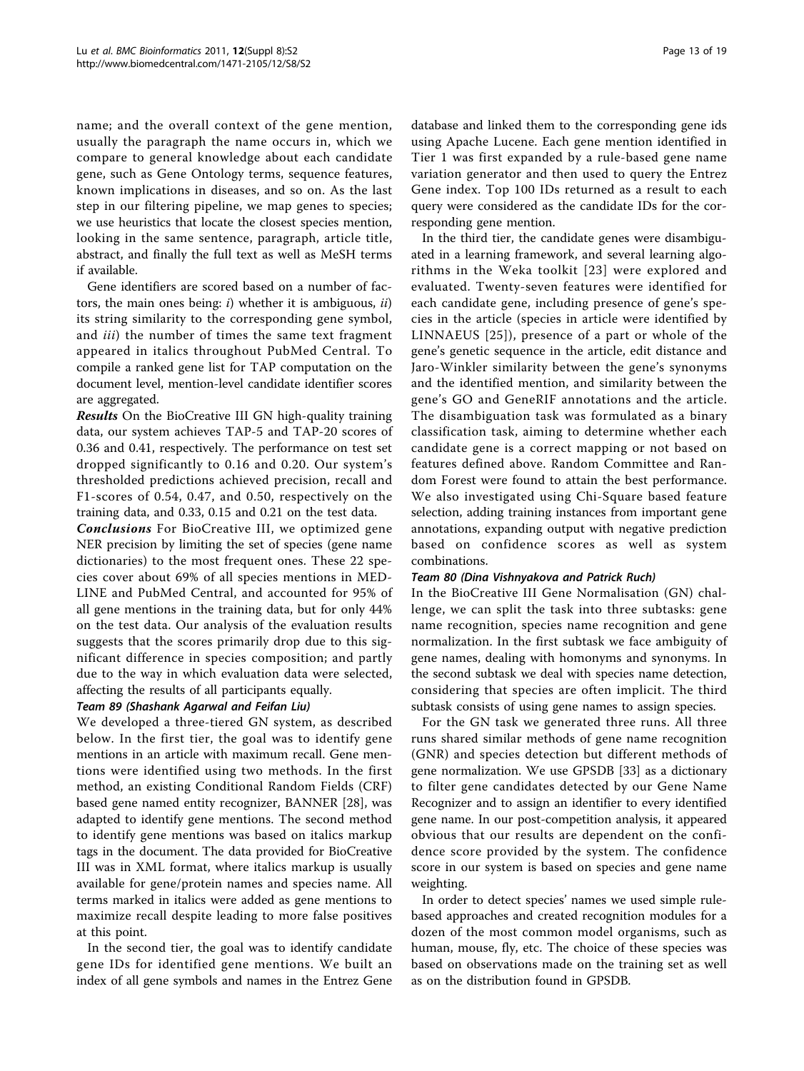name; and the overall context of the gene mention, usually the paragraph the name occurs in, which we compare to general knowledge about each candidate gene, such as Gene Ontology terms, sequence features, known implications in diseases, and so on. As the last step in our filtering pipeline, we map genes to species; we use heuristics that locate the closest species mention, looking in the same sentence, paragraph, article title, abstract, and finally the full text as well as MeSH terms if available.

Gene identifiers are scored based on a number of factors, the main ones being: *i*) whether it is ambiguous, *ii*) its string similarity to the corresponding gene symbol, and *iii*) the number of times the same text fragment appeared in italics throughout PubMed Central. To compile a ranked gene list for TAP computation on the document level, mention-level candidate identifier scores are aggregated.

***Results*** On the BioCreative III GN high-quality training data, our system achieves TAP-5 and TAP-20 scores of 0.36 and 0.41, respectively. The performance on test set dropped significantly to 0.16 and 0.20. Our system's thresholded predictions achieved precision, recall and F1-scores of 0.54, 0.47, and 0.50, respectively on the training data, and 0.33, 0.15 and 0.21 on the test data.

***Conclusions*** For BioCreative III, we optimized gene NER precision by limiting the set of species (gene name dictionaries) to the most frequent ones. These 22 species cover about 69% of all species mentions in MEDLINE and PubMed Central, and accounted for 95% of all gene mentions in the training data, but for only 44% on the test data. Our analysis of the evaluation results suggests that the scores primarily drop due to this significant difference in species composition; and partly due to the way in which evaluation data were selected, affecting the results of all participants equally.

#### *Team 89 (Shashank Agarwal and Feifan Liu)*

We developed a three-tiered GN system, as described below. In the first tier, the goal was to identify gene mentions in an article with maximum recall. Gene mentions were identified using two methods. In the first method, an existing Conditional Random Fields (CRF) based gene named entity recognizer, BANNER [28], was adapted to identify gene mentions. The second method to identify gene mentions was based on italics markup tags in the document. The data provided for BioCreative III was in XML format, where italics markup is usually available for gene/protein names and species name. All terms marked in italics were added as gene mentions to maximize recall despite leading to more false positives at this point.

In the second tier, the goal was to identify candidate gene IDs for identified gene mentions. We built an index of all gene symbols and names in the Entrez Gene database and linked them to the corresponding gene ids using Apache Lucene. Each gene mention identified in Tier 1 was first expanded by a rule-based gene name variation generator and then used to query the Entrez Gene index. Top 100 IDs returned as a result to each query were considered as the candidate IDs for the corresponding gene mention.

In the third tier, the candidate genes were disambiguated in a learning framework, and several learning algorithms in the Weka toolkit [23] were explored and evaluated. Twenty-seven features were identified for each candidate gene, including presence of gene's species in the article (species in article were identified by LINNAEUS [25]), presence of a part or whole of the gene's genetic sequence in the article, edit distance and Jaro-Winkler similarity between the gene's synonyms and the identified mention, and similarity between the gene's GO and GeneRIF annotations and the article. The disambiguation task was formulated as a binary classification task, aiming to determine whether each candidate gene is a correct mapping or not based on features defined above. Random Committee and Random Forest were found to attain the best performance. We also investigated using Chi-Square based feature selection, adding training instances from important gene annotations, expanding output with negative prediction based on confidence scores as well as system combinations.

#### *Team 80 (Dina Vishnyakova and Patrick Ruch)*

In the BioCreative III Gene Normalisation (GN) challenge, we can split the task into three subtasks: gene name recognition, species name recognition and gene normalization. In the first subtask we face ambiguity of gene names, dealing with homonyms and synonyms. In the second subtask we deal with species name detection, considering that species are often implicit. The third subtask consists of using gene names to assign species.

For the GN task we generated three runs. All three runs shared similar methods of gene name recognition (GNR) and species detection but different methods of gene normalization. We use GPSDB [33] as a dictionary to filter gene candidates detected by our Gene Name Recognizer and to assign an identifier to every identified gene name. In our post-competition analysis, it appeared obvious that our results are dependent on the confidence score provided by the system. The confidence score in our system is based on species and gene name weighting.

In order to detect species' names we used simple rule-based approaches and created recognition modules for a dozen of the most common model organisms, such as human, mouse, fly, etc. The choice of these species was based on observations made on the training set as well as on the distribution found in GPSDB.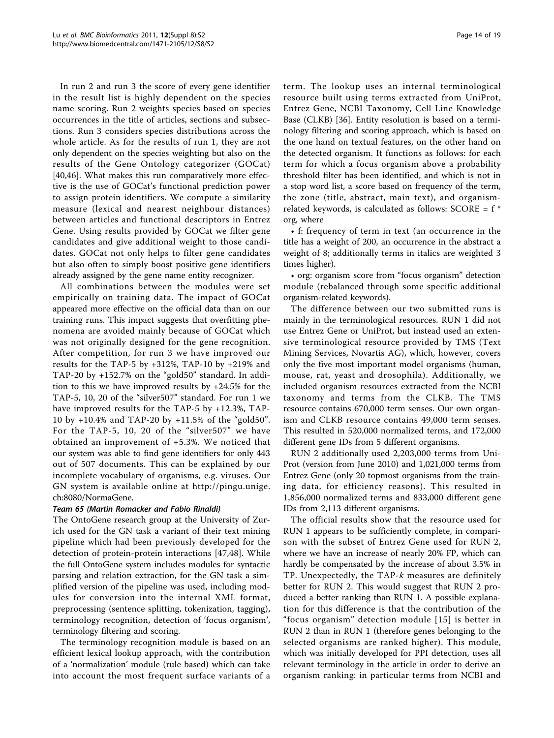In run 2 and run 3 the score of every gene identifier in the result list is highly dependent on the species name scoring. Run 2 weights species based on species occurrences in the title of articles, sections and subsections. Run 3 considers species distributions across the whole article. As for the results of run 1, they are not only dependent on the species weighting but also on the results of the Gene Ontology categorizer (GOCat) [40,46]. What makes this run comparatively more effective is the use of GOCat's functional prediction power to assign protein identifiers. We compute a similarity measure (lexical and nearest neighbour distances) between articles and functional descriptors in Entrez Gene. Using results provided by GOCat we filter gene candidates and give additional weight to those candidates. GOCat not only helps to filter gene candidates but also often to simply boost positive gene identifiers already assigned by the gene name entity recognizer.

All combinations between the modules were set empirically on training data. The impact of GOCat appeared more effective on the official data than on our training runs. This impact suggests that overfitting phenomena are avoided mainly because of GOCat which was not originally designed for the gene recognition. After competition, for run 3 we have improved our results for the TAP-5 by +312%, TAP-10 by +219% and TAP-20 by +152.7% on the "gold50" standard. In addition to this we have improved results by +24.5% for the TAP-5, 10, 20 of the "silver507" standard. For run 1 we have improved results for the TAP-5 by +12.3%, TAP-10 by +10.4% and TAP-20 by +11.5% of the "gold50". For the TAP-5, 10, 20 of the "silver507" we have obtained an improvement of +5.3%. We noticed that our system was able to find gene identifiers for only 443 out of 507 documents. This can be explained by our incomplete vocabulary of organisms, e.g. viruses. Our GN system is available online at http://pingu.unige.ch:8080/NormaGene.

#### Team 65 (Martin Romacker and Fabio Rinaldi)

The OntoGene research group at the University of Zurich used for the GN task a variant of their text mining pipeline which had been previously developed for the detection of protein-protein interactions [47,48]. While the full OntoGene system includes modules for syntactic parsing and relation extraction, for the GN task a simplified version of the pipeline was used, including modules for conversion into the internal XML format, preprocessing (sentence splitting, tokenization, tagging), terminology recognition, detection of 'focus organism', terminology filtering and scoring.

The terminology recognition module is based on an efficient lexical lookup approach, with the contribution of a 'normalization' module (rule based) which can take into account the most frequent surface variants of a term. The lookup uses an internal terminological resource built using terms extracted from UniProt, Entrez Gene, NCBI Taxonomy, Cell Line Knowledge Base (CLKB) [36]. Entity resolution is based on a terminology filtering and scoring approach, which is based on the one hand on textual features, on the other hand on the detected organism. It functions as follows: for each term for which a focus organism above a probability threshold filter has been identified, and which is not in a stop word list, a score based on frequency of the term, the zone (title, abstract, main text), and organism-related keywords, is calculated as follows: SCORE = f * org, where

- f: frequency of term in text (an occurrence in the title has a weight of 200, an occurrence in the abstract a weight of 8; additionally terms in italics are weighted 3 times higher).
- org: organism score from "focus organism" detection module (rebalanced through some specific additional organism-related keywords).

The difference between our two submitted runs is mainly in the terminological resources. RUN 1 did not use Entrez Gene or UniProt, but instead used an extensive terminological resource provided by TMS (Text Mining Services, Novartis AG), which, however, covers only the five most important model organisms (human, mouse, rat, yeast and drosophila). Additionally, we included organism resources extracted from the NCBI taxonomy and terms from the CLKB. The TMS resource contains 670,000 term senses. Our own organism and CLKB resource contains 49,000 term senses. This resulted in 520,000 normalized terms, and 172,000 different gene IDs from 5 different organisms.

RUN 2 additionally used 2,203,000 terms from UniProt (version from June 2010) and 1,021,000 terms from Entrez Gene (only 20 topmost organisms from the training data, for efficiency reasons). This resulted in 1,856,000 normalized terms and 833,000 different gene IDs from 2,113 different organisms.

The official results show that the resource used for RUN 1 appears to be sufficiently complete, in comparison with the subset of Entrez Gene used for RUN 2, where we have an increase of nearly 20% FP, which can hardly be compensated by the increase of about 3.5% in TP. Unexpectedly, the TAP-*k* measures are definitely better for RUN 2. This would suggest that RUN 2 produced a better ranking than RUN 1. A possible explanation for this difference is that the contribution of the "focus organism" detection module [15] is better in RUN 2 than in RUN 1 (therefore genes belonging to the selected organisms are ranked higher). This module, which was initially developed for PPI detection, uses all relevant terminology in the article in order to derive an organism ranking: in particular terms from NCBI and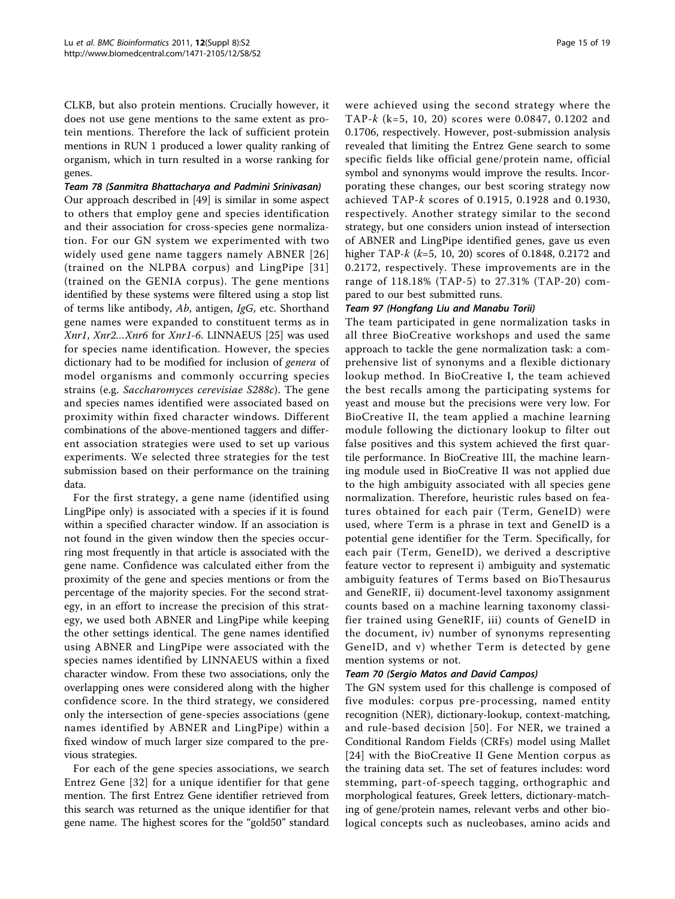CLKB, but also protein mentions. Crucially however, it does not use gene mentions to the same extent as protein mentions. Therefore the lack of sufficient protein mentions in RUN 1 produced a lower quality ranking of organism, which in turn resulted in a worse ranking for genes.

#### Team 78 (Sanmitra Bhattacharya and Padmini Srinivasan)

Our approach described in [49] is similar in some aspect to others that employ gene and species identification and their association for cross-species gene normalization. For our GN system we experimented with two widely used gene name taggers namely ABNER [26] (trained on the NLPBA corpus) and LingPipe [31] (trained on the GENIA corpus). The gene mentions identified by these systems were filtered using a stop list of terms like antibody, *Ab*, antigen, *IgG*, etc. Shorthand gene names were expanded to constituent terms as in *Xnr1*, *Xnr2*...*Xnr6* for *Xnr1-6*. LINNAEUS [25] was used for species name identification. However, the species dictionary had to be modified for inclusion of *genera* of model organisms and commonly occurring species strains (e.g. *Saccharomyces cerevisiae S288c*). The gene and species names identified were associated based on proximity within fixed character windows. Different combinations of the above-mentioned taggers and different association strategies were used to set up various experiments. We selected three strategies for the test submission based on their performance on the training data.

For the first strategy, a gene name (identified using LingPipe only) is associated with a species if it is found within a specified character window. If an association is not found in the given window then the species occurring most frequently in that article is associated with the gene name. Confidence was calculated either from the proximity of the gene and species mentions or from the percentage of the majority species. For the second strategy, in an effort to increase the precision of this strategy, we used both ABNER and LingPipe while keeping the other settings identical. The gene names identified using ABNER and LingPipe were associated with the species names identified by LINNAEUS within a fixed character window. From these two associations, only the overlapping ones were considered along with the higher confidence score. In the third strategy, we considered only the intersection of gene-species associations (gene names identified by ABNER and LingPipe) within a fixed window of much larger size compared to the previous strategies.

For each of the gene species associations, we search Entrez Gene [32] for a unique identifier for that gene mention. The first Entrez Gene identifier retrieved from this search was returned as the unique identifier for that gene name. The highest scores for the "gold50" standard were achieved using the second strategy where the TAP-*k* (k=5, 10, 20) scores were 0.0847, 0.1202 and 0.1706, respectively. However, post-submission analysis revealed that limiting the Entrez Gene search to some specific fields like official gene/protein name, official symbol and synonyms would improve the results. Incorporating these changes, our best scoring strategy now achieved TAP-*k* scores of 0.1915, 0.1928 and 0.1930, respectively. Another strategy similar to the second strategy, but one considers union instead of intersection of ABNER and LingPipe identified genes, gave us even higher TAP-*k* (*k*=5, 10, 20) scores of 0.1848, 0.2172 and 0.2172, respectively. These improvements are in the range of 118.18% (TAP-5) to 27.31% (TAP-20) compared to our best submitted runs.

#### Team 97 (Hongfang Liu and Manabu Torii)

The team participated in gene normalization tasks in all three BioCreative workshops and used the same approach to tackle the gene normalization task: a comprehensive list of synonyms and a flexible dictionary lookup method. In BioCreative I, the team achieved the best recalls among the participating systems for yeast and mouse but the precisions were very low. For BioCreative II, the team applied a machine learning module following the dictionary lookup to filter out false positives and this system achieved the first quartile performance. In BioCreative III, the machine learning module used in BioCreative II was not applied due to the high ambiguity associated with all species gene normalization. Therefore, heuristic rules based on features obtained for each pair (Term, GeneID) were used, where Term is a phrase in text and GeneID is a potential gene identifier for the Term. Specifically, for each pair (Term, GeneID), we derived a descriptive feature vector to represent i) ambiguity and systematic ambiguity features of Terms based on BioThesaurus and GeneRIF, ii) document-level taxonomy assignment counts based on a machine learning taxonomy classifier trained using GeneRIF, iii) counts of GeneID in the document, iv) number of synonyms representing GeneID, and v) whether Term is detected by gene mention systems or not.

#### Team 70 (Sergio Matos and David Campos)

The GN system used for this challenge is composed of five modules: corpus pre-processing, named entity recognition (NER), dictionary-lookup, context-matching, and rule-based decision [50]. For NER, we trained a Conditional Random Fields (CRFs) model using Mallet [24] with the BioCreative II Gene Mention corpus as the training data set. The set of features includes: word stemming, part-of-speech tagging, orthographic and morphological features, Greek letters, dictionary-matching of gene/protein names, relevant verbs and other biological concepts such as nucleobases, amino acids and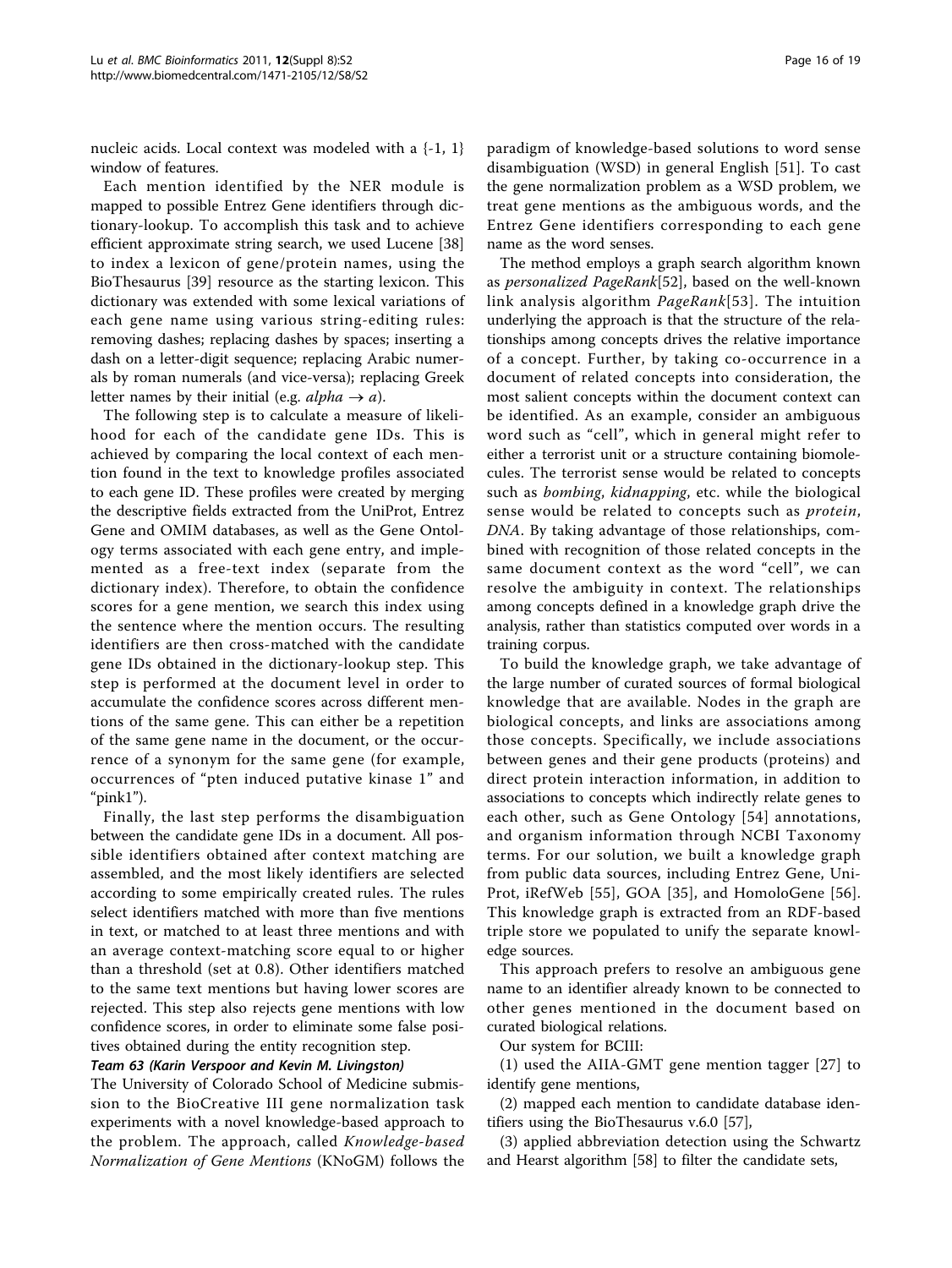nucleic acids. Local context was modeled with a {-1, 1} window of features.

Each mention identified by the NER module is mapped to possible Entrez Gene identifiers through dictionary-lookup. To accomplish this task and to achieve efficient approximate string search, we used Lucene [38] to index a lexicon of gene/protein names, using the BioThesaurus [39] resource as the starting lexicon. This dictionary was extended with some lexical variations of each gene name using various string-editing rules: removing dashes; replacing dashes by spaces; inserting a dash on a letter-digit sequence; replacing Arabic numerals by roman numerals (and vice-versa); replacing Greek letter names by their initial (e.g. *alpha* → *a*).

The following step is to calculate a measure of likelihood for each of the candidate gene IDs. This is achieved by comparing the local context of each mention found in the text to knowledge profiles associated to each gene ID. These profiles were created by merging the descriptive fields extracted from the UniProt, Entrez Gene and OMIM databases, as well as the Gene Ontology terms associated with each gene entry, and implemented as a free-text index (separate from the dictionary index). Therefore, to obtain the confidence scores for a gene mention, we search this index using the sentence where the mention occurs. The resulting identifiers are then cross-matched with the candidate gene IDs obtained in the dictionary-lookup step. This step is performed at the document level in order to accumulate the confidence scores across different mentions of the same gene. This can either be a repetition of the same gene name in the document, or the occurrence of a synonym for the same gene (for example, occurrences of "pten induced putative kinase 1" and "pink1").

Finally, the last step performs the disambiguation between the candidate gene IDs in a document. All possible identifiers obtained after context matching are assembled, and the most likely identifiers are selected according to some empirically created rules. The rules select identifiers matched with more than five mentions in text, or matched to at least three mentions and with an average context-matching score equal to or higher than a threshold (set at 0.8). Other identifiers matched to the same text mentions but having lower scores are rejected. This step also rejects gene mentions with low confidence scores, in order to eliminate some false positives obtained during the entity recognition step.

#### Team 63 (Karin Verspoor and Kevin M. Livingston)

The University of Colorado School of Medicine submission to the BioCreative III gene normalization task experiments with a novel knowledge-based approach to the problem. The approach, called *Knowledge-based Normalization of Gene Mentions* (KNoGM) follows the paradigm of knowledge-based solutions to word sense disambiguation (WSD) in general English [51]. To cast the gene normalization problem as a WSD problem, we treat gene mentions as the ambiguous words, and the Entrez Gene identifiers corresponding to each gene name as the word senses.

The method employs a graph search algorithm known as *personalized PageRank*[52], based on the well-known link analysis algorithm *PageRank*[53]. The intuition underlying the approach is that the structure of the relationships among concepts drives the relative importance of a concept. Further, by taking co-occurrence in a document of related concepts into consideration, the most salient concepts within the document context can be identified. As an example, consider an ambiguous word such as "cell", which in general might refer to either a terrorist unit or a structure containing biomolecules. The terrorist sense would be related to concepts such as *bombing*, *kidnapping*, etc. while the biological sense would be related to concepts such as *protein*, *DNA*. By taking advantage of those relationships, combined with recognition of those related concepts in the same document context as the word "cell", we can resolve the ambiguity in context. The relationships among concepts defined in a knowledge graph drive the analysis, rather than statistics computed over words in a training corpus.

To build the knowledge graph, we take advantage of the large number of curated sources of formal biological knowledge that are available. Nodes in the graph are biological concepts, and links are associations among those concepts. Specifically, we include associations between genes and their gene products (proteins) and direct protein interaction information, in addition to associations to concepts which indirectly relate genes to each other, such as Gene Ontology [54] annotations, and organism information through NCBI Taxonomy terms. For our solution, we built a knowledge graph from public data sources, including Entrez Gene, UniProt, iRefWeb [55], GOA [35], and HomoloGene [56]. This knowledge graph is extracted from an RDF-based triple store we populated to unify the separate knowledge sources.

This approach prefers to resolve an ambiguous gene name to an identifier already known to be connected to other genes mentioned in the document based on curated biological relations.

Our system for BCIII:

(1) used the AIIA-GMT gene mention tagger [27] to identify gene mentions,

(2) mapped each mention to candidate database identifiers using the BioThesaurus v.6.0 [57],

(3) applied abbreviation detection using the Schwartz and Hearst algorithm [58] to filter the candidate sets,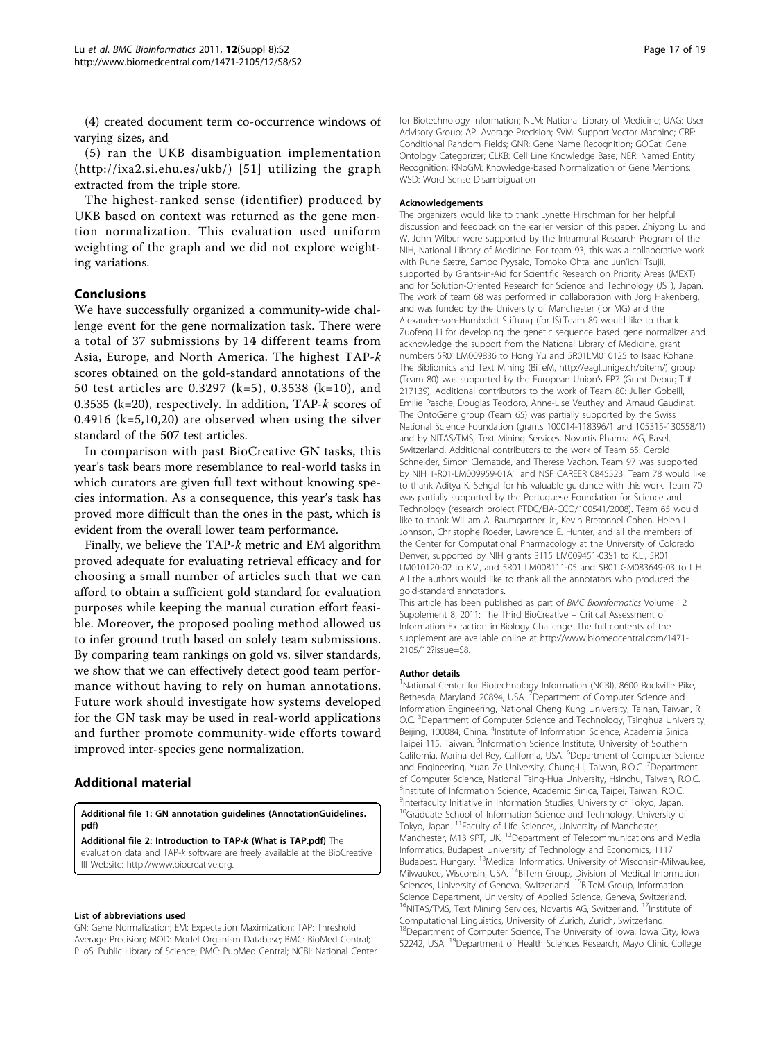(4) created document term co-occurrence windows of varying sizes, and

(5) ran the UKB disambiguation implementation (http://ixa2.si.ehu.es/ukb/) [51] utilizing the graph extracted from the triple store.

The highest-ranked sense (identifier) produced by UKB based on context was returned as the gene mention normalization. This evaluation used uniform weighting of the graph and we did not explore weighting variations.

## Conclusions

We have successfully organized a community-wide challenge event for the gene normalization task. There were a total of 37 submissions by 14 different teams from Asia, Europe, and North America. The highest TAP-*k* scores obtained on the gold-standard annotations of the 50 test articles are 0.3297 (k=5), 0.3538 (k=10), and 0.3535 (k=20), respectively. In addition, TAP-*k* scores of 0.4916 (k=5,10,20) are observed when using the silver standard of the 507 test articles.

In comparison with past BioCreative GN tasks, this year's task bears more resemblance to real-world tasks in which curators are given full text without knowing species information. As a consequence, this year's task has proved more difficult than the ones in the past, which is evident from the overall lower team performance.

Finally, we believe the TAP-*k* metric and EM algorithm proved adequate for evaluating retrieval efficacy and for choosing a small number of articles such that we can afford to obtain a sufficient gold standard for evaluation purposes while keeping the manual curation effort feasible. Moreover, the proposed pooling method allowed us to infer ground truth based on solely team submissions. By comparing team rankings on gold vs. silver standards, we show that we can effectively detect good team performance without having to rely on human annotations. Future work should investigate how systems developed for the GN task may be used in real-world applications and further promote community-wide efforts toward improved inter-species gene normalization.

## Additional material

**Additional file 1: GN annotation guidelines (AnnotationGuidelines.pdf)**

**Additional file 2: Introduction to TAP-*k* (What is TAP.pdf)** The evaluation data and TAP-*k* software are freely available at the BioCreative III Website: http://www.biocreative.org.

#### List of abbreviations used

GN: Gene Normalization; EM: Expectation Maximization; TAP: Threshold Average Precision; MOD: Model Organism Database; BMC: BioMed Central; PLoS: Public Library of Science; PMC: PubMed Central; NCBI: National Center for Biotechnology Information; NLM: National Library of Medicine; UAG: User Advisory Group; AP: Average Precision; SVM: Support Vector Machine; CRF: Conditional Random Fields; GNR: Gene Name Recognition; GOCat: Gene Ontology Categorizer; CLKB: Cell Line Knowledge Base; NER: Named Entity Recognition; KNoGM: Knowledge-based Normalization of Gene Mentions; WSD: Word Sense Disambiguation

#### Acknowledgements

The organizers would like to thank Lynette Hirschman for her helpful discussion and feedback on the earlier version of this paper. Zhiyong Lu and W. John Wilbur were supported by the Intramural Research Program of the NIH, National Library of Medicine. For team 93, this was a collaborative work with Rune Sætre, Sampo Pyysalo, Tomoko Ohta, and Jun'ichi Tsujii, supported by Grants-in-Aid for Scientific Research on Priority Areas (MEXT) and for Solution-Oriented Research for Science and Technology (JST), Japan. The work of team 68 was performed in collaboration with Jörg Hakenberg, and was funded by the University of Manchester (for MG) and the Alexander-von-Humboldt Stiftung (for IS).Team 89 would like to thank Zuofeng Li for developing the genetic sequence based gene normalizer and acknowledge the support from the National Library of Medicine, grant numbers 5R01LM009836 to Hong Yu and 5R01LM010125 to Isaac Kohane. The Bibliomics and Text Mining (BiTeM, http://eagl.unige.ch/bitem/) group (Team 80) was supported by the European Union's FP7 (Grant DebugIT # 217139). Additional contributors to the work of Team 80: Julien Gobeill, Emilie Pasche, Douglas Teodoro, Anne-Lise Veuthey and Arnaud Gaudinat. The OntoGene group (Team 65) was partially supported by the Swiss National Science Foundation (grants 100014-118396/1 and 105315-130558/1) and by NITAS/TMS, Text Mining Services, Novartis Pharma AG, Basel, Switzerland. Additional contributors to the work of Team 65: Gerold Schneider, Simon Clematide, and Therese Vachon. Team 97 was supported by NIH 1-R01-LM009959-01A1 and NSF CAREER 0845523. Team 78 would like to thank Aditya K. Sehgal for his valuable guidance with this work. Team 70 was partially supported by the Portuguese Foundation for Science and Technology (research project PTDC/EIA-CCO/100541/2008). Team 65 would like to thank William A. Baumgartner Jr., Kevin Bretonnel Cohen, Helen L. Johnson, Christophe Roeder, Lawrence E. Hunter, and all the members of the Center for Computational Pharmacology at the University of Colorado Denver, supported by NIH grants 3T15 LM009451-03S1 to K.L., 5R01 LM010120-02 to K.V., and 5R01 LM008111-05 and 5R01 GM083649-03 to L.H. All the authors would like to thank all the annotators who produced the gold-standard annotations.

This article has been published as part of *BMC Bioinformatics* Volume 12 Supplement 8, 2011: The Third BioCreative – Critical Assessment of Information Extraction in Biology Challenge. The full contents of the supplement are available online at http://www.biomedcentral.com/1471-2105/12?issue=S8.

#### Author details

[1]National Center for Biotechnology Information (NCBI), 8600 Rockville Pike, Bethesda, Maryland 20894, USA. [2]Department of Computer Science and Information Engineering, National Cheng Kung University, Tainan, Taiwan, R.O.C. [3]Department of Computer Science and Technology, Tsinghua University, Beijing, 100084, China. [4]Institute of Information Science, Academia Sinica, Taipei 115, Taiwan. [5]Information Science Institute, University of Southern California, Marina del Rey, California, USA. [6]Department of Computer Science and Engineering, Yuan Ze University, Chung-Li, Taiwan, R.O.C. [7]Department of Computer Science, National Tsing-Hua University, Hsinchu, Taiwan, R.O.C. [8]Institute of Information Science, Academic Sinica, Taipei, Taiwan, R.O.C. [9]Interfaculty Initiative in Information Studies, University of Tokyo, Japan. [10]Graduate School of Information Science and Technology, University of Tokyo, Japan. [11]Faculty of Life Sciences, University of Manchester, Manchester, M13 9PT, UK. [12]Department of Telecommunications and Media Informatics, Budapest University of Technology and Economics, 1117 Budapest, Hungary. [13]Medical Informatics, University of Wisconsin-Milwaukee, Milwaukee, Wisconsin, USA. [14]BiTem Group, Division of Medical Information Sciences, University of Geneva, Switzerland. [15]BiTeM Group, Information Science Department, University of Applied Science, Geneva, Switzerland. [16]NITAS/TMS, Text Mining Services, Novartis AG, Switzerland. [17]Institute of Computational Linguistics, University of Zurich, Zurich, Switzerland. [18]Department of Computer Science, The University of Iowa, Iowa City, Iowa 52242, USA. [19]Department of Health Sciences Research, Mayo Clinic College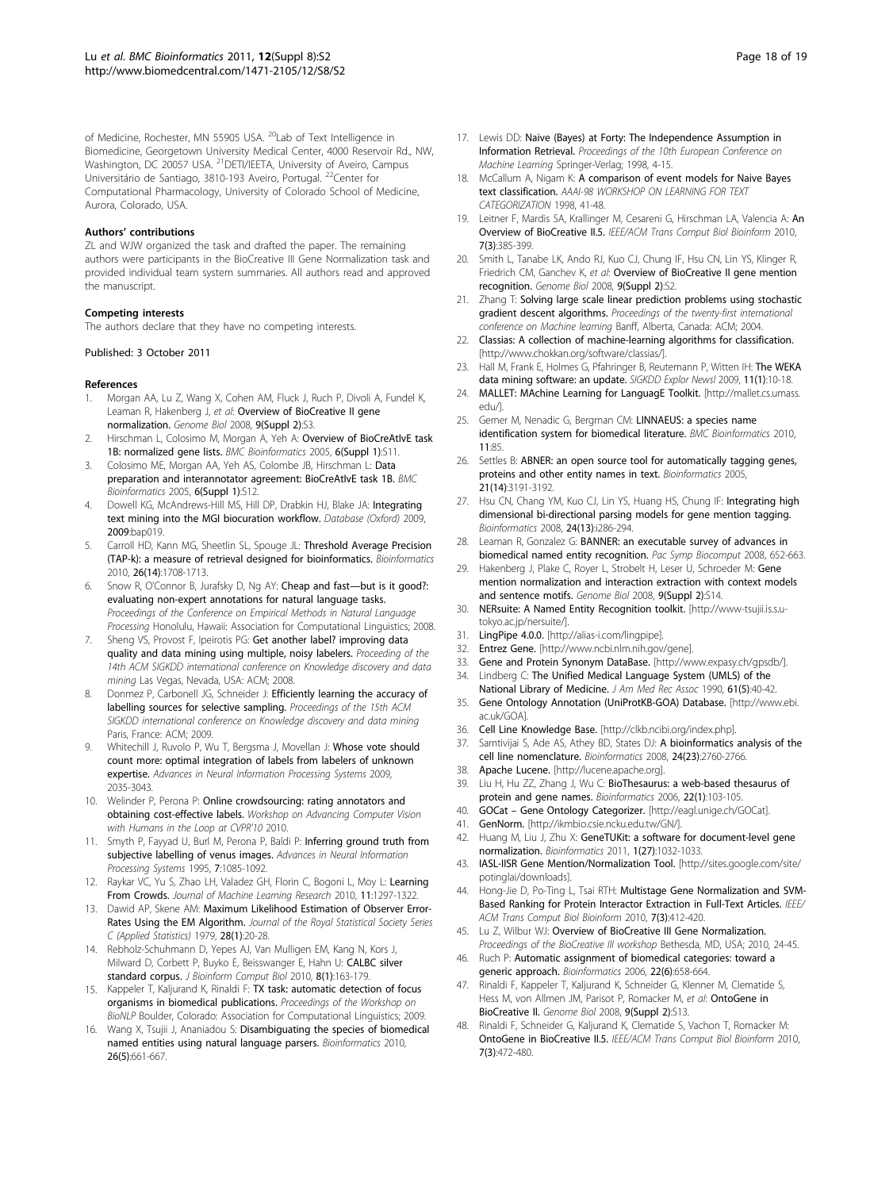of Medicine, Rochester, MN 55905 USA. [20]Lab of Text Intelligence in Biomedicine, Georgetown University Medical Center, 4000 Reservoir Rd., NW, Washington, DC 20057 USA. [21]DETI/IEETA, University of Aveiro, Campus Universitário de Santiago, 3810-193 Aveiro, Portugal. [22]Center for Computational Pharmacology, University of Colorado School of Medicine, Aurora, Colorado, USA.

#### Authors' contributions

ZL and WJW organized the task and drafted the paper. The remaining authors were participants in the BioCreative III Gene Normalization task and provided individual team system summaries. All authors read and approved the manuscript.

#### Competing interests

The authors declare that they have no competing interests.

Published: 3 October 2011

#### References

1. Morgan AA, Lu Z, Wang X, Cohen AM, Fluck J, Ruch P, Divoli A, Fundel K, Leaman R, Hakenberg J, *et al*: **Overview of BioCreative II gene normalization.** *Genome Biol* 2008, **9(Suppl 2)**:S3.
2. Hirschman L, Colosimo M, Morgan A, Yeh A: **Overview of BioCreAtIvE task 1B: normalized gene lists.** *BMC Bioinformatics* 2005, **6(Suppl 1)**:S11.
3. Colosimo ME, Morgan AA, Yeh AS, Colombe JB, Hirschman L: **Data preparation and interannotator agreement: BioCreAtIvE task 1B.** *BMC Bioinformatics* 2005, **6(Suppl 1)**:S12.
4. Dowell KG, McAndrews-Hill MS, Hill DP, Drabkin HJ, Blake JA: **Integrating text mining into the MGI biocuration workflow.** *Database (Oxford)* 2009, **2009**:bap019.
5. Carroll HD, Kann MG, Sheetlin SL, Spouge JL: **Threshold Average Precision (TAP-k): a measure of retrieval designed for bioinformatics.** *Bioinformatics* 2010, **26(14)**:1708-1713.
6. Snow R, O'Connor B, Jurafsky D, Ng AY: **Cheap and fast—but is it good?: evaluating non-expert annotations for natural language tasks.** *Proceedings of the Conference on Empirical Methods in Natural Language Processing* Honolulu, Hawaii: Association for Computational Linguistics; 2008.
7. Sheng VS, Provost F, Ipeirotis PG: **Get another label? improving data quality and data mining using multiple, noisy labelers.** *Proceeding of the 14th ACM SIGKDD international conference on Knowledge discovery and data mining* Las Vegas, Nevada, USA: ACM; 2008.
8. Donmez P, Carbonell JG, Schneider J: **Efficiently learning the accuracy of labelling sources for selective sampling.** *Proceedings of the 15th ACM SIGKDD international conference on Knowledge discovery and data mining* Paris, France: ACM; 2009.
9. Whitechill J, Ruvolo P, Wu T, Bergsma J, Movellan J: **Whose vote should count more: optimal integration of labels from labelers of unknown expertise.** *Advances in Neural Information Processing Systems* 2009, 2035-3043.
10. Welinder P, Perona P: **Online crowdsourcing: rating annotators and obtaining cost-effective labels.** *Workshop on Advancing Computer Vision with Humans in the Loop at CVPR'10* 2010.
11. Smyth P, Fayyad U, Burl M, Perona P, Baldi P: **Inferring ground truth from subjective labelling of venus images.** *Advances in Neural Information Processing Systems* 1995, **7**:1085-1092.
12. Raykar VC, Yu S, Zhao LH, Valadez GH, Florin C, Bogoni L, Moy L: **Learning From Crowds.** *Journal of Machine Learning Research* 2010, **11**:1297-1322.
13. Dawid AP, Skene AM: **Maximum Likelihood Estimation of Observer Error-Rates Using the EM Algorithm.** *Journal of the Royal Statistical Society Series C (Applied Statistics)* 1979, **28(1)**:20-28.
14. Rebholz-Schuhmann D, Yepes AJ, Van Mulligen EM, Kang N, Kors J, Milward D, Corbett P, Buyko E, Beisswanger E, Hahn U: **CALBC silver standard corpus.** *J Bioinform Comput Biol* 2010, **8(1)**:163-179.
15. Kappeler T, Kaljurand K, Rinaldi F: **TX task: automatic detection of focus organisms in biomedical publications.** *Proceedings of the Workshop on BioNLP* Boulder, Colorado: Association for Computational Linguistics; 2009.
16. Wang X, Tsujii J, Ananiadou S: **Disambiguating the species of biomedical named entities using natural language parsers.** *Bioinformatics* 2010, **26(5)**:661-667.
17. Lewis DD: **Naive (Bayes) at Forty: The Independence Assumption in Information Retrieval.** *Proceedings of the 10th European Conference on Machine Learning* Springer-Verlag; 1998, 4-15.
18. McCallum A, Nigam K: **A comparison of event models for Naive Bayes text classification.** *AAAI-98 WORKSHOP ON LEARNING FOR TEXT CATEGORIZATION* 1998, 41-48.
19. Leitner F, Mardis SA, Krallinger M, Cesareni G, Hirschman LA, Valencia A: **An Overview of BioCreative II.5.** *IEEE/ACM Trans Comput Biol Bioinform* 2010, **7(3)**:385-399.
20. Smith L, Tanabe LK, Ando RJ, Kuo CJ, Chung IF, Hsu CN, Lin YS, Klinger R, Friedrich CM, Ganchev K, *et al*: **Overview of BioCreative II gene mention recognition.** *Genome Biol* 2008, **9(Suppl 2)**:S2.
21. Zhang T: **Solving large scale linear prediction problems using stochastic gradient descent algorithms.** *Proceedings of the twenty-first international conference on Machine learning* Banff, Alberta, Canada: ACM; 2004.
22. **Classias: A collection of machine-learning algorithms for classification.** [http://www.chokkan.org/software/classias/].
23. Hall M, Frank E, Holmes G, Pfahringer B, Reutemann P, Witten IH: **The WEKA data mining software: an update.** *SIGKDD Explor Newsl* 2009, **11(1)**:10-18.
24. **MALLET: MAchine Learning for LanguagE Toolkit.** [http://mallet.cs.umass.edu/].
25. Gerner M, Nenadic G, Bergman CM: **LINNAEUS: a species name identification system for biomedical literature.** *BMC Bioinformatics* 2010, **11**:85.
26. Settles B: **ABNER: an open source tool for automatically tagging genes, proteins and other entity names in text.** *Bioinformatics* 2005, **21(14)**:3191-3192.
27. Hsu CN, Chang YM, Kuo CJ, Lin YS, Huang HS, Chung IF: **Integrating high dimensional bi-directional parsing models for gene mention tagging.** *Bioinformatics* 2008, **24(13)**:i286-294.
28. Leaman R, Gonzalez G: **BANNER: an executable survey of advances in biomedical named entity recognition.** *Pac Symp Biocomput* 2008, 652-663.
29. Hakenberg J, Plake C, Royer L, Strobelt H, Leser U, Schroeder M: **Gene mention normalization and interaction extraction with context models and sentence motifs.** *Genome Biol* 2008, **9(Suppl 2)**:S14.
30. **NERsuite: A Named Entity Recognition toolkit.** [http://www-tsujii.is.s.u-tokyo.ac.jp/nersuite/].
31. **LingPipe 4.0.0.** [http://alias-i.com/lingpipe].
32. **Entrez Gene.** [http://www.ncbi.nlm.nih.gov/gene].
33. **Gene and Protein Synonym DataBase.** [http://www.expasy.ch/gpsdb/].
34. Lindberg C: **The Unified Medical Language System (UMLS) of the National Library of Medicine.** *J Am Med Rec Assoc* 1990, **61(5)**:40-42.
35. **Gene Ontology Annotation (UniProtKB-GOA) Database.** [http://www.ebi.ac.uk/GOA].
36. **Cell Line Knowledge Base.** [http://clkb.ncibi.org/index.php].
37. Sarntivijai S, Ade AS, Athey BD, States DJ: **A bioinformatics analysis of the cell line nomenclature.** *Bioinformatics* 2008, **24(23)**:2760-2766.
38. **Apache Lucene.** [http://lucene.apache.org].
39. Liu H, Hu ZZ, Zhang J, Wu C: **BioThesaurus: a web-based thesaurus of protein and gene names.** *Bioinformatics* 2006, **22(1)**:103-105.
40. **GOCat – Gene Ontology Categorizer.** [http://eagl.unige.ch/GOCat].
41. **GenNorm.** [http://ikmbio.csie.ncku.edu.tw/GN/].
42. Huang M, Liu J, Zhu X: **GeneTUKit: a software for document-level gene normalization.** *Bioinformatics* 2011, **1(27)**:1032-1033.
43. **IASL-IISR Gene Mention/Normalization Tool.** [http://sites.google.com/site/potinglai/downloads].
44. Hong-Jie D, Po-Ting L, Tsai RTH: **Multistage Gene Normalization and SVM-Based Ranking for Protein Interactor Extraction in Full-Text Articles.** *IEEE/ACM Trans Comput Biol Bioinform* 2010, **7(3)**:412-420.
45. Lu Z, Wilbur WJ: **Overview of BioCreative III Gene Normalization.** *Proceedings of the BioCreative III workshop* Bethesda, MD, USA; 2010, 24-45.
46. Ruch P: **Automatic assignment of biomedical categories: toward a generic approach.** *Bioinformatics* 2006, **22(6)**:658-664.
47. Rinaldi F, Kappeler T, Kaljurand K, Schneider G, Klenner M, Clematide S, Hess M, von Allmen JM, Parisot P, Romacker M, *et al*: **OntoGene in BioCreative II.** *Genome Biol* 2008, **9(Suppl 2)**:S13.
48. Rinaldi F, Schneider G, Kaljurand K, Clematide S, Vachon T, Romacker M: **OntoGene in BioCreative II.5.** *IEEE/ACM Trans Comput Biol Bioinform* 2010, **7(3)**:472-480.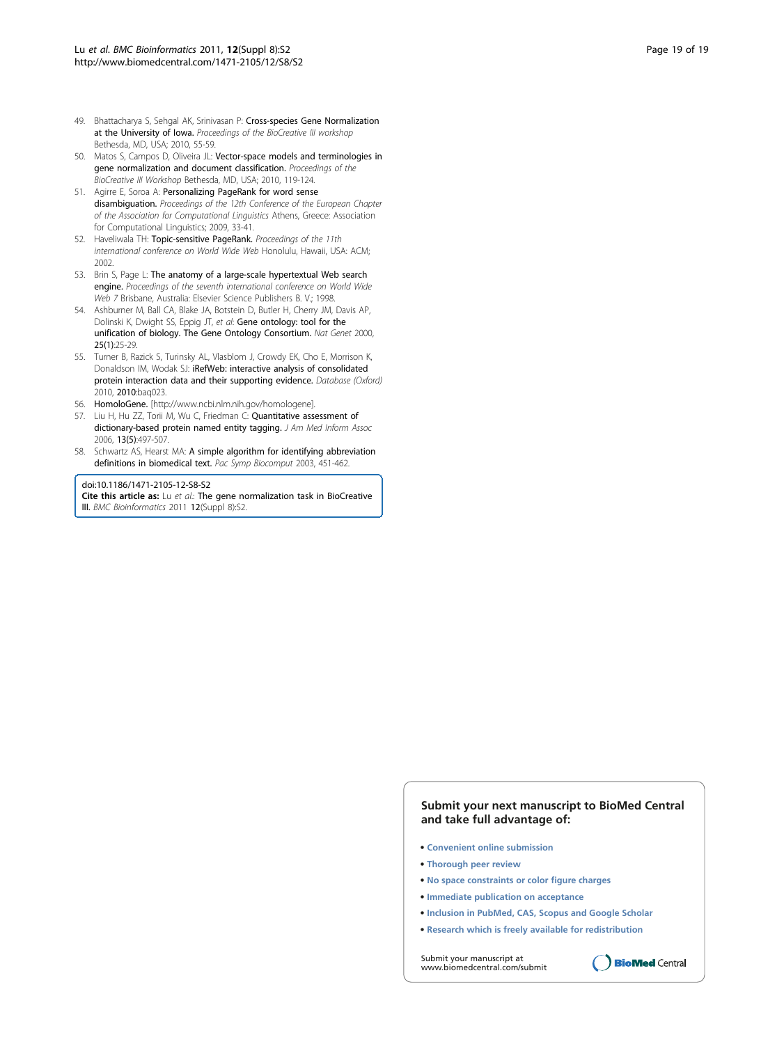49. Bhattacharya S, Sehgal AK, Srinivasan P: **Cross-species Gene Normalization at the University of Iowa.** *Proceedings of the BioCreative III workshop* Bethesda, MD, USA; 2010, 55-59.
50. Matos S, Campos D, Oliveira JL: **Vector-space models and terminologies in gene normalization and document classification.** *Proceedings of the BioCreative III Workshop* Bethesda, MD, USA; 2010, 119-124.
51. Agirre E, Soroa A: **Personalizing PageRank for word sense disambiguation.** *Proceedings of the 12th Conference of the European Chapter of the Association for Computational Linguistics* Athens, Greece: Association for Computational Linguistics; 2009, 33-41.
52. Haveliwala TH: **Topic-sensitive PageRank.** *Proceedings of the 11th international conference on World Wide Web* Honolulu, Hawaii, USA: ACM; 2002.
53. Brin S, Page L: **The anatomy of a large-scale hypertextual Web search engine.** *Proceedings of the seventh international conference on World Wide Web 7* Brisbane, Australia: Elsevier Science Publishers B. V.; 1998.
54. Ashburner M, Ball CA, Blake JA, Botstein D, Butler H, Cherry JM, Davis AP, Dolinski K, Dwight SS, Eppig JT, *et al*: **Gene ontology: tool for the unification of biology. The Gene Ontology Consortium.** *Nat Genet* 2000, **25(1)**:25-29.
55. Turner B, Razick S, Turinsky AL, Vlasblom J, Crowdy EK, Cho E, Morrison K, Donaldson IM, Wodak SJ: **iRefWeb: interactive analysis of consolidated protein interaction data and their supporting evidence.** *Database (Oxford)* 2010, **2010**:baq023.
56. **HomoloGene.** [http://www.ncbi.nlm.nih.gov/homologene].
57. Liu H, Hu ZZ, Torii M, Wu C, Friedman C: **Quantitative assessment of dictionary-based protein named entity tagging.** *J Am Med Inform Assoc* 2006, **13(5)**:497-507.
58. Schwartz AS, Hearst MA: **A simple algorithm for identifying abbreviation definitions in biomedical text.** *Pac Symp Biocomput* 2003, 451-462.

doi:10.1186/1471-2105-12-S8-S2
**Cite this article as:** Lu *et al.*: The gene normalization task in BioCreative III. *BMC Bioinformatics* 2011 **12**(Suppl 8):S2.

**Submit your next manuscript to BioMed Central and take full advantage of:**

- **Convenient online submission**
- **Thorough peer review**
- **No space constraints or color figure charges**
- **Immediate publication on acceptance**
- **Inclusion in PubMed, CAS, Scopus and Google Scholar**
- **Research which is freely available for redistribution**

Submit your manuscript at
www.biomedcentral.com/submit

BioMed Central